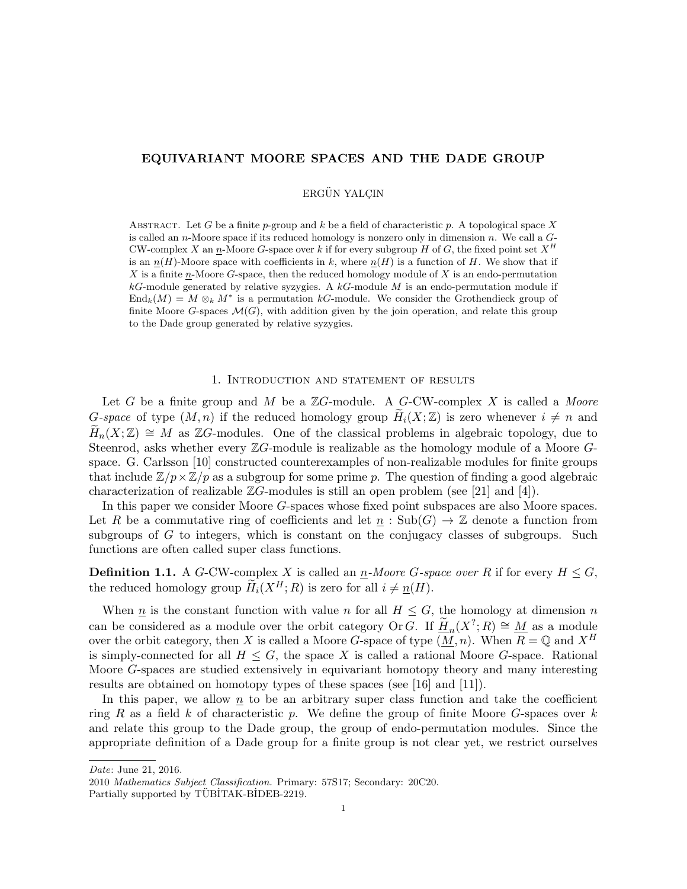# EQUIVARIANT MOORE SPACES AND THE DADE GROUP

ERGÜN YALÇIN

Abstract. Let $G$ be a finite $p$-group and $k$ be a field of characteristic $p$. A topological space $X$ is called an $n$-Moore space if its reduced homology is nonzero only in dimension $n$. We call a $G$-CW-complex $X$ an $\underline{n}$-Moore $G$-space over $k$ if for every subgroup $H$ of $G$, the fixed point set $X^H$ is an $\underline{n}(H)$-Moore space with coefficients in $k$, where $\underline{n}(H)$ is a function of $H$. We show that if $X$ is a finite $\underline{n}$-Moore $G$-space, then the reduced homology module of $X$ is an endo-permutation $kG$-module generated by relative syzygies. A $kG$-module $M$ is an endo-permutation module if $\mathrm{End}_k(M) = M \otimes_k M^*$ is a permutation $kG$-module. We consider the Grothendieck group of finite Moore $G$-spaces $\mathcal{M}(G)$, with addition given by the join operation, and relate this group to the Dade group generated by relative syzygies.

## 1. Introduction and statement of results

Let $G$ be a finite group and $M$ be a $\mathbb{Z}G$-module. A $G$-CW-complex $X$ is called a *Moore $G$-space* of type $(M, n)$ if the reduced homology group $\widetilde{H}_i(X; \mathbb{Z})$ is zero whenever $i \neq n$ and $\widetilde{H}_n(X; \mathbb{Z}) \cong M$ as $\mathbb{Z}G$-modules. One of the classical problems in algebraic topology, due to Steenrod, asks whether every $\mathbb{Z}G$-module is realizable as the homology module of a Moore $G$-space. G. Carlsson [10] constructed counterexamples of non-realizable modules for finite groups that include $\mathbb{Z}/p \times \mathbb{Z}/p$ as a subgroup for some prime $p$. The question of finding a good algebraic characterization of realizable $\mathbb{Z}G$-modules is still an open problem (see [21] and [4]).

In this paper we consider Moore $G$-spaces whose fixed point subspaces are also Moore spaces. Let $R$ be a commutative ring of coefficients and let $\underline{n} : \mathrm{Sub}(G) \to \mathbb{Z}$ denote a function from subgroups of $G$ to integers, which is constant on the conjugacy classes of subgroups. Such functions are often called super class functions.

**Definition 1.1.** A $G$-CW-complex $X$ is called an *$\underline{n}$-Moore $G$-space over $R$* if for every $H \leq G$, the reduced homology group $\widetilde{H}_i(X^H; R)$ is zero for all $i \neq \underline{n}(H)$.

When $\underline{n}$ is the constant function with value $n$ for all $H \leq G$, the homology at dimension $n$ can be considered as a module over the orbit category $\mathrm{Or}\, G$. If $\underline{\widetilde{H}}_n(X^?; R) \cong \underline{M}$ as a module over the orbit category, then $X$ is called a Moore $G$-space of type $(\underline{M}, n)$. When $R = \mathbb{Q}$ and $X^H$ is simply-connected for all $H \leq G$, the space $X$ is called a rational Moore $G$-space. Rational Moore $G$-spaces are studied extensively in equivariant homotopy theory and many interesting results are obtained on homotopy types of these spaces (see [16] and [11]).

In this paper, we allow $\underline{n}$ to be an arbitrary super class function and take the coefficient ring $R$ as a field $k$ of characteristic $p$. We define the group of finite Moore $G$-spaces over $k$ and relate this group to the Dade group, the group of endo-permutation modules. Since the appropriate definition of a Dade group for a finite group is not clear yet, we restrict ourselves

*Date*: June 21, 2016.

2010 *Mathematics Subject Classification.* Primary: 57S17; Secondary: 20C20.

Partially supported by TÜBİTAK-BİDEB-2219.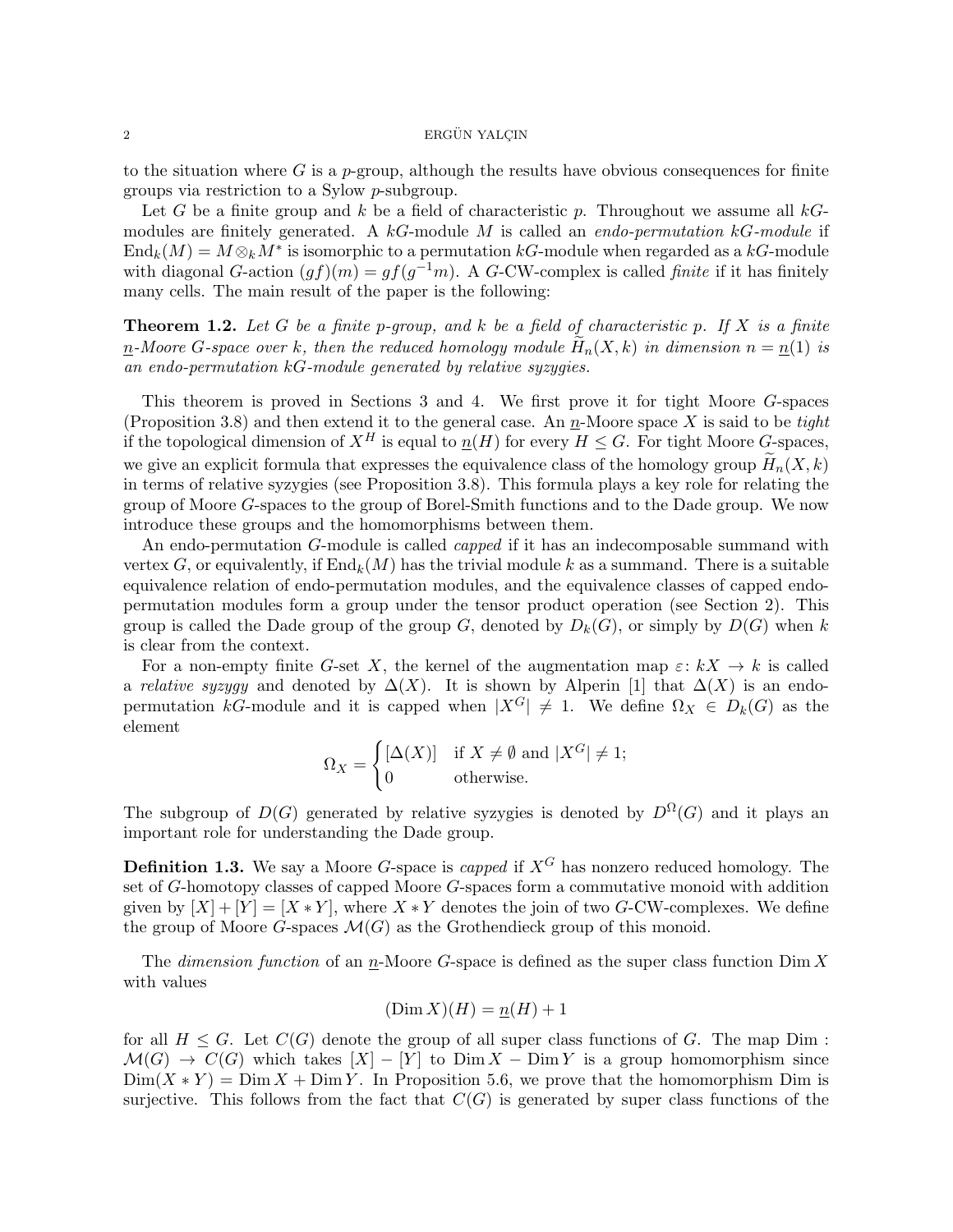to the situation where $G$ is a $p$-group, although the results have obvious consequences for finite groups via restriction to a Sylow $p$-subgroup.

Let $G$ be a finite group and $k$ be a field of characteristic $p$. Throughout we assume all $kG$-modules are finitely generated. A $kG$-module $M$ is called an *endo-permutation $kG$-module* if $\mathrm{End}_k(M) = M \otimes_k M^*$ is isomorphic to a permutation $kG$-module when regarded as a $kG$-module with diagonal $G$-action $(gf)(m) = gf(g^{-1}m)$. A $G$-CW-complex is called *finite* if it has finitely many cells. The main result of the paper is the following:

**Theorem 1.2.** *Let $G$ be a finite $p$-group, and $k$ be a field of characteristic $p$. If $X$ is a finite $\underline{n}$-Moore $G$-space over $k$, then the reduced homology module $\widetilde{H}_n(X, k)$ in dimension $n = \underline{n}(1)$ is an endo-permutation $kG$-module generated by relative syzygies.*

This theorem is proved in Sections 3 and 4. We first prove it for tight Moore $G$-spaces (Proposition 3.8) and then extend it to the general case. An $\underline{n}$-Moore space $X$ is said to be *tight* if the topological dimension of $X^H$ is equal to $\underline{n}(H)$ for every $H \leq G$. For tight Moore $G$-spaces, we give an explicit formula that expresses the equivalence class of the homology group $\widetilde{H}_n(X, k)$ in terms of relative syzygies (see Proposition 3.8). This formula plays a key role for relating the group of Moore $G$-spaces to the group of Borel-Smith functions and to the Dade group. We now introduce these groups and the homomorphisms between them.

An endo-permutation $G$-module is called *capped* if it has an indecomposable summand with vertex $G$, or equivalently, if $\mathrm{End}_k(M)$ has the trivial module $k$ as a summand. There is a suitable equivalence relation of endo-permutation modules, and the equivalence classes of capped endo-permutation modules form a group under the tensor product operation (see Section 2). This group is called the Dade group of the group $G$, denoted by $D_k(G)$, or simply by $D(G)$ when $k$ is clear from the context.

For a non-empty finite $G$-set $X$, the kernel of the augmentation map $\varepsilon \colon kX \to k$ is called a *relative syzygy* and denoted by $\Delta(X)$. It is shown by Alperin [1] that $\Delta(X)$ is an endo-permutation $kG$-module and it is capped when $|X^G| \neq 1$. We define $\Omega_X \in D_k(G)$ as the element

$$\Omega_X = \begin{cases} [\Delta(X)] & \text{if } X \neq \emptyset \text{ and } |X^G| \neq 1; \\ 0 & \text{otherwise.} \end{cases}$$

The subgroup of $D(G)$ generated by relative syzygies is denoted by $D^{\Omega}(G)$ and it plays an important role for understanding the Dade group.

**Definition 1.3.** We say a Moore $G$-space is *capped* if $X^G$ has nonzero reduced homology. The set of $G$-homotopy classes of capped Moore $G$-spaces form a commutative monoid with addition given by $[X] + [Y] = [X * Y]$, where $X * Y$ denotes the join of two $G$-CW-complexes. We define the group of Moore $G$-spaces $\mathcal{M}(G)$ as the Grothendieck group of this monoid.

The *dimension function* of an $\underline{n}$-Moore $G$-space is defined as the super class function $\mathrm{Dim}\, X$ with values

$$(\mathrm{Dim}\, X)(H) = \underline{n}(H) + 1$$

for all $H \leq G$. Let $C(G)$ denote the group of all super class functions of $G$. The map $\mathrm{Dim} : \mathcal{M}(G) \to C(G)$ which takes $[X] - [Y]$ to $\mathrm{Dim}\, X - \mathrm{Dim}\, Y$ is a group homomorphism since $\mathrm{Dim}(X * Y) = \mathrm{Dim}\, X + \mathrm{Dim}\, Y$. In Proposition 5.6, we prove that the homomorphism Dim is surjective. This follows from the fact that $C(G)$ is generated by super class functions of the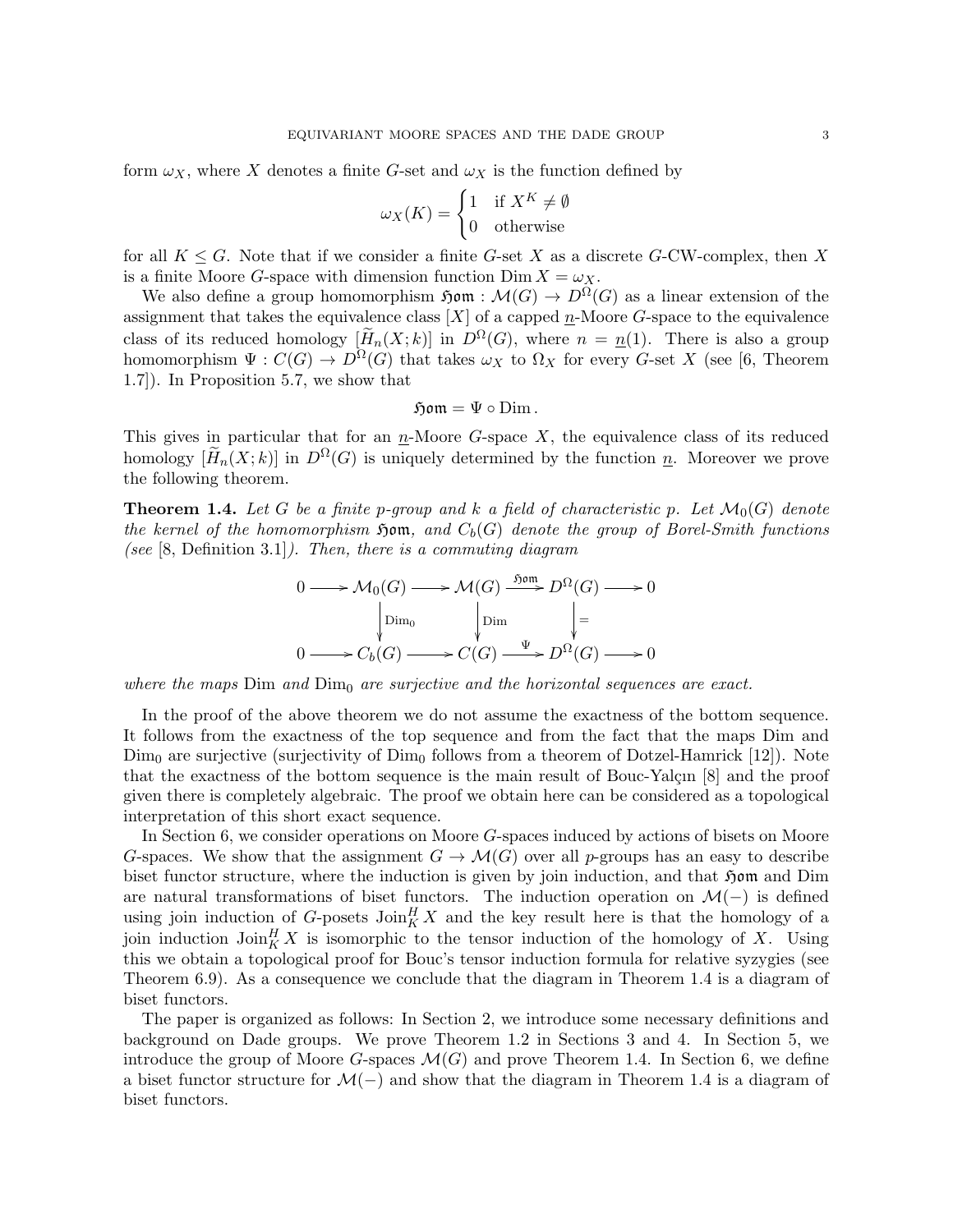form $\omega_X$, where $X$ denotes a finite $G$-set and $\omega_X$ is the function defined by

$$\omega_X(K) = \begin{cases} 1 & \text{if } X^K \neq \emptyset \\ 0 & \text{otherwise} \end{cases}$$

for all $K \leq G$. Note that if we consider a finite $G$-set $X$ as a discrete $G$-CW-complex, then $X$ is a finite Moore $G$-space with dimension function $\operatorname{Dim} X = \omega_X$.

We also define a group homomorphism $\mathfrak{Hom} : \mathcal{M}(G) \to D^{\Omega}(G)$ as a linear extension of the assignment that takes the equivalence class $[X]$ of a capped $\underline{n}$-Moore $G$-space to the equivalence class of its reduced homology $[\widetilde{H}_n(X;k)]$ in $D^{\Omega}(G)$, where $n = \underline{n}(1)$. There is also a group homomorphism $\Psi : C(G) \to D^{\Omega}(G)$ that takes $\omega_X$ to $\Omega_X$ for every $G$-set $X$ (see [6, Theorem 1.7]). In Proposition 5.7, we show that

$$\mathfrak{Hom} = \Psi \circ \operatorname{Dim}.$$

This gives in particular that for an $\underline{n}$-Moore $G$-space $X$, the equivalence class of its reduced homology $[\widetilde{H}_n(X;k)]$ in $D^{\Omega}(G)$ is uniquely determined by the function $\underline{n}$. Moreover we prove the following theorem.

**Theorem 1.4.** *Let $G$ be a finite $p$-group and $k$ a field of characteristic $p$. Let $\mathcal{M}_0(G)$ denote the kernel of the homomorphism $\mathfrak{Hom}$, and $C_b(G)$ denote the group of Borel-Smith functions (see [8, Definition 3.1]). Then, there is a commuting diagram*

$$\begin{array}{ccccccccc}
0 & \longrightarrow & \mathcal{M}_0(G) & \longrightarrow & \mathcal{M}(G) & \xrightarrow{\mathfrak{Hom}} & D^{\Omega}(G) & \longrightarrow & 0 \\
 & & \downarrow{\scriptstyle \operatorname{Dim}_0} & & \downarrow{\scriptstyle \operatorname{Dim}} & & \downarrow{\scriptstyle =} & & \\
0 & \longrightarrow & C_b(G) & \longrightarrow & C(G) & \xrightarrow{\Psi} & D^{\Omega}(G) & \longrightarrow & 0
\end{array}$$

*where the maps $\operatorname{Dim}$ and $\operatorname{Dim}_0$ are surjective and the horizontal sequences are exact.*

In the proof of the above theorem we do not assume the exactness of the bottom sequence. It follows from the exactness of the top sequence and from the fact that the maps Dim and $\operatorname{Dim}_0$ are surjective (surjectivity of $\operatorname{Dim}_0$ follows from a theorem of Dotzel-Hamrick [12]). Note that the exactness of the bottom sequence is the main result of Bouc-Yalçın [8] and the proof given there is completely algebraic. The proof we obtain here can be considered as a topological interpretation of this short exact sequence.

In Section 6, we consider operations on Moore $G$-spaces induced by actions of bisets on Moore $G$-spaces. We show that the assignment $G \to \mathcal{M}(G)$ over all $p$-groups has an easy to describe biset functor structure, where the induction is given by join induction, and that $\mathfrak{Hom}$ and Dim are natural transformations of biset functors. The induction operation on $\mathcal{M}(-)$ is defined using join induction of $G$-posets $\operatorname{Join}_K^H X$ and the key result here is that the homology of a join induction $\operatorname{Join}_K^H X$ is isomorphic to the tensor induction of the homology of $X$. Using this we obtain a topological proof for Bouc's tensor induction formula for relative syzygies (see Theorem 6.9). As a consequence we conclude that the diagram in Theorem 1.4 is a diagram of biset functors.

The paper is organized as follows: In Section 2, we introduce some necessary definitions and background on Dade groups. We prove Theorem 1.2 in Sections 3 and 4. In Section 5, we introduce the group of Moore $G$-spaces $\mathcal{M}(G)$ and prove Theorem 1.4. In Section 6, we define a biset functor structure for $\mathcal{M}(-)$ and show that the diagram in Theorem 1.4 is a diagram of biset functors.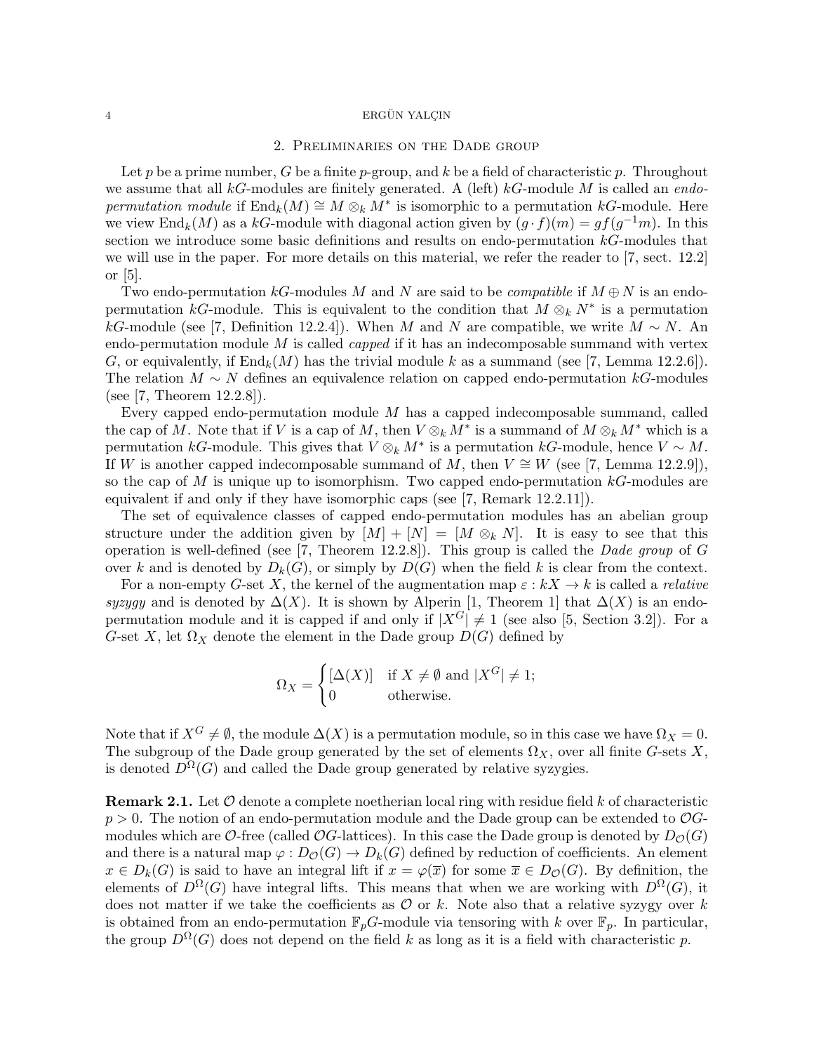## 2. Preliminaries on the Dade group

Let $p$ be a prime number, $G$ be a finite $p$-group, and $k$ be a field of characteristic $p$. Throughout we assume that all $kG$-modules are finitely generated. A (left) $kG$-module $M$ is called an *endo-permutation module* if $\mathrm{End}_k(M) \cong M \otimes_k M^*$ is isomorphic to a permutation $kG$-module. Here we view $\mathrm{End}_k(M)$ as a $kG$-module with diagonal action given by $(g \cdot f)(m) = gf(g^{-1}m)$. In this section we introduce some basic definitions and results on endo-permutation $kG$-modules that we will use in the paper. For more details on this material, we refer the reader to [7, sect. 12.2] or [5].

Two endo-permutation $kG$-modules $M$ and $N$ are said to be *compatible* if $M \oplus N$ is an endo-permutation $kG$-module. This is equivalent to the condition that $M \otimes_k N^*$ is a permutation $kG$-module (see [7, Definition 12.2.4]). When $M$ and $N$ are compatible, we write $M \sim N$. An endo-permutation module $M$ is called *capped* if it has an indecomposable summand with vertex $G$, or equivalently, if $\mathrm{End}_k(M)$ has the trivial module $k$ as a summand (see [7, Lemma 12.2.6]). The relation $M \sim N$ defines an equivalence relation on capped endo-permutation $kG$-modules (see [7, Theorem 12.2.8]).

Every capped endo-permutation module $M$ has a capped indecomposable summand, called the cap of $M$. Note that if $V$ is a cap of $M$, then $V \otimes_k M^*$ is a summand of $M \otimes_k M^*$ which is a permutation $kG$-module. This gives that $V \otimes_k M^*$ is a permutation $kG$-module, hence $V \sim M$. If $W$ is another capped indecomposable summand of $M$, then $V \cong W$ (see [7, Lemma 12.2.9]), so the cap of $M$ is unique up to isomorphism. Two capped endo-permutation $kG$-modules are equivalent if and only if they have isomorphic caps (see [7, Remark 12.2.11]).

The set of equivalence classes of capped endo-permutation modules has an abelian group structure under the addition given by $[M] + [N] = [M \otimes_k N]$. It is easy to see that this operation is well-defined (see [7, Theorem 12.2.8]). This group is called the *Dade group* of $G$ over $k$ and is denoted by $D_k(G)$, or simply by $D(G)$ when the field $k$ is clear from the context.

For a non-empty $G$-set $X$, the kernel of the augmentation map $\varepsilon : kX \to k$ is called a *relative syzygy* and is denoted by $\Delta(X)$. It is shown by Alperin [1, Theorem 1] that $\Delta(X)$ is an endo-permutation module and it is capped if and only if $|X^G| \neq 1$ (see also [5, Section 3.2]). For a $G$-set $X$, let $\Omega_X$ denote the element in the Dade group $D(G)$ defined by

$$\Omega_X = \begin{cases} [\Delta(X)] & \text{if } X \neq \emptyset \text{ and } |X^G| \neq 1; \\ 0 & \text{otherwise.} \end{cases}$$

Note that if $X^G \neq \emptyset$, the module $\Delta(X)$ is a permutation module, so in this case we have $\Omega_X = 0$. The subgroup of the Dade group generated by the set of elements $\Omega_X$, over all finite $G$-sets $X$, is denoted $D^{\Omega}(G)$ and called the Dade group generated by relative syzygies.

**Remark 2.1.** Let $\mathcal{O}$ denote a complete noetherian local ring with residue field $k$ of characteristic $p > 0$. The notion of an endo-permutation module and the Dade group can be extended to $\mathcal{O}G$-modules which are $\mathcal{O}$-free (called $\mathcal{O}G$-lattices). In this case the Dade group is denoted by $D_{\mathcal{O}}(G)$ and there is a natural map $\varphi : D_{\mathcal{O}}(G) \to D_k(G)$ defined by reduction of coefficients. An element $x \in D_k(G)$ is said to have an integral lift if $x = \varphi(\overline{x})$ for some $\overline{x} \in D_{\mathcal{O}}(G)$. By definition, the elements of $D^{\Omega}(G)$ have integral lifts. This means that when we are working with $D^{\Omega}(G)$, it does not matter if we take the coefficients as $\mathcal{O}$ or $k$. Note also that a relative syzygy over $k$ is obtained from an endo-permutation $\mathbb{F}_pG$-module via tensoring with $k$ over $\mathbb{F}_p$. In particular, the group $D^{\Omega}(G)$ does not depend on the field $k$ as long as it is a field with characteristic $p$.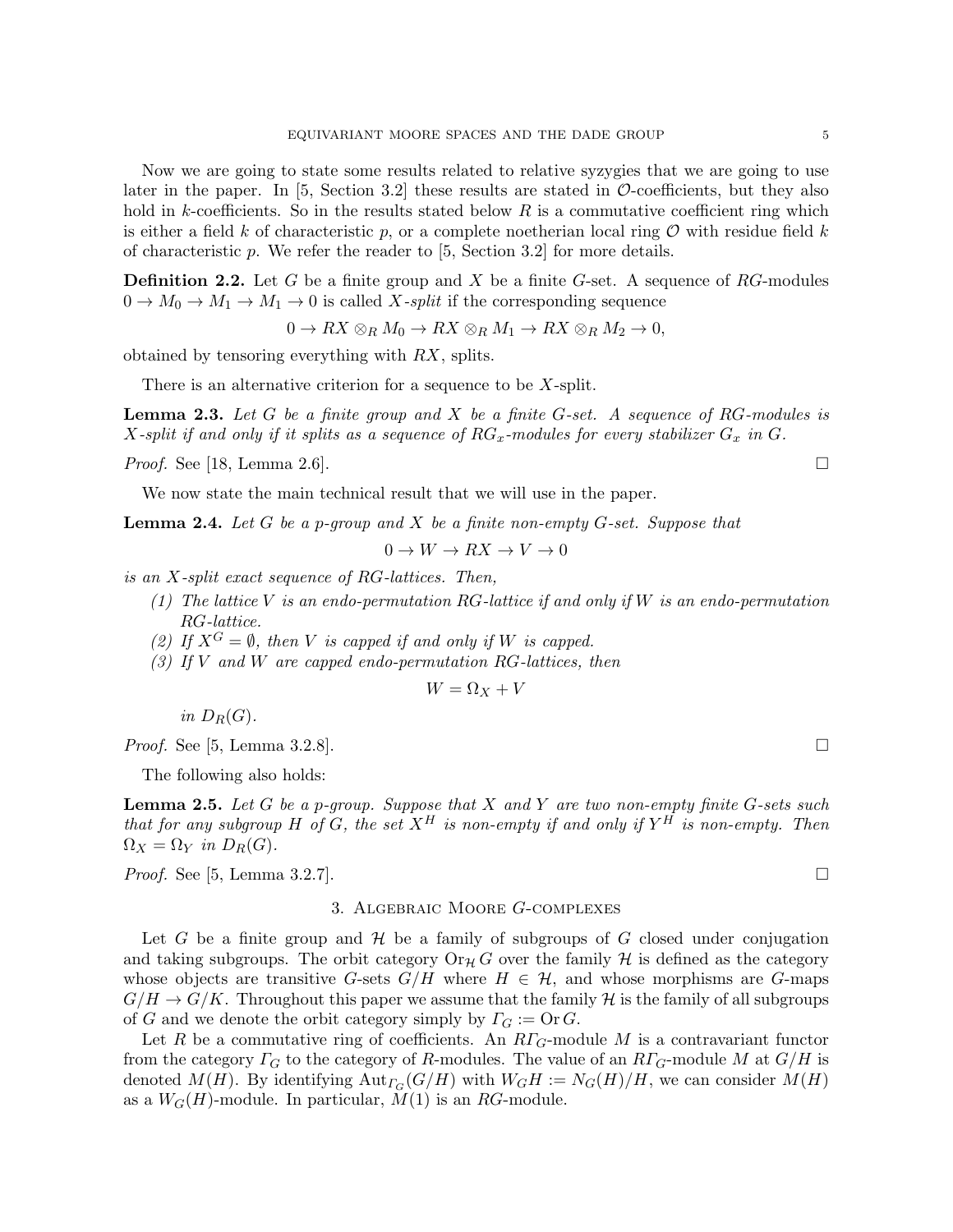Now we are going to state some results related to relative syzygies that we are going to use later in the paper. In [5, Section 3.2] these results are stated in $\mathcal{O}$-coefficients, but they also hold in $k$-coefficients. So in the results stated below $R$ is a commutative coefficient ring which is either a field $k$ of characteristic $p$, or a complete noetherian local ring $\mathcal{O}$ with residue field $k$ of characteristic $p$. We refer the reader to [5, Section 3.2] for more details.

**Definition 2.2.** Let $G$ be a finite group and $X$ be a finite $G$-set. A sequence of $RG$-modules $0 \to M_0 \to M_1 \to M_1 \to 0$ is called *$X$-split* if the corresponding sequence

$$0 \to RX \otimes_R M_0 \to RX \otimes_R M_1 \to RX \otimes_R M_2 \to 0,$$

obtained by tensoring everything with $RX$, splits.

There is an alternative criterion for a sequence to be $X$-split.

**Lemma 2.3.** *Let $G$ be a finite group and $X$ be a finite $G$-set. A sequence of $RG$-modules is $X$-split if and only if it splits as a sequence of $RG_x$-modules for every stabilizer $G_x$ in $G$.*

*Proof.* See [18, Lemma 2.6]. □

We now state the main technical result that we will use in the paper.

**Lemma 2.4.** *Let $G$ be a $p$-group and $X$ be a finite non-empty $G$-set. Suppose that*

$$0 \to W \to RX \to V \to 0$$

*is an $X$-split exact sequence of $RG$-lattices. Then,*

1. *The lattice $V$ is an endo-permutation $RG$-lattice if and only if $W$ is an endo-permutation $RG$-lattice.*
2. *If $X^G = \emptyset$, then $V$ is capped if and only if $W$ is capped.*
3. *If $V$ and $W$ are capped endo-permutation $RG$-lattices, then*

$$W = \Omega_X + V$$

*in $D_R(G)$.*

*Proof.* See [5, Lemma 3.2.8]. □

The following also holds:

**Lemma 2.5.** *Let $G$ be a $p$-group. Suppose that $X$ and $Y$ are two non-empty finite $G$-sets such that for any subgroup $H$ of $G$, the set $X^H$ is non-empty if and only if $Y^H$ is non-empty. Then $\Omega_X = \Omega_Y$ in $D_R(G)$.*

*Proof.* See [5, Lemma 3.2.7]. □

## 3. Algebraic Moore $G$-complexes

Let $G$ be a finite group and $\mathcal{H}$ be a family of subgroups of $G$ closed under conjugation and taking subgroups. The orbit category $\mathrm{Or}_{\mathcal{H}}\, G$ over the family $\mathcal{H}$ is defined as the category whose objects are transitive $G$-sets $G/H$ where $H \in \mathcal{H}$, and whose morphisms are $G$-maps $G/H \to G/K$. Throughout this paper we assume that the family $\mathcal{H}$ is the family of all subgroups of $G$ and we denote the orbit category simply by $\varGamma_G := \mathrm{Or}\, G$.

Let $R$ be a commutative ring of coefficients. An $R\varGamma_G$-module $M$ is a contravariant functor from the category $\varGamma_G$ to the category of $R$-modules. The value of an $R\varGamma_G$-module $M$ at $G/H$ is denoted $M(H)$. By identifying $\mathrm{Aut}_{\varGamma_G}(G/H)$ with $W_G H := N_G(H)/H$, we can consider $M(H)$ as a $W_G(H)$-module. In particular, $M(1)$ is an $RG$-module.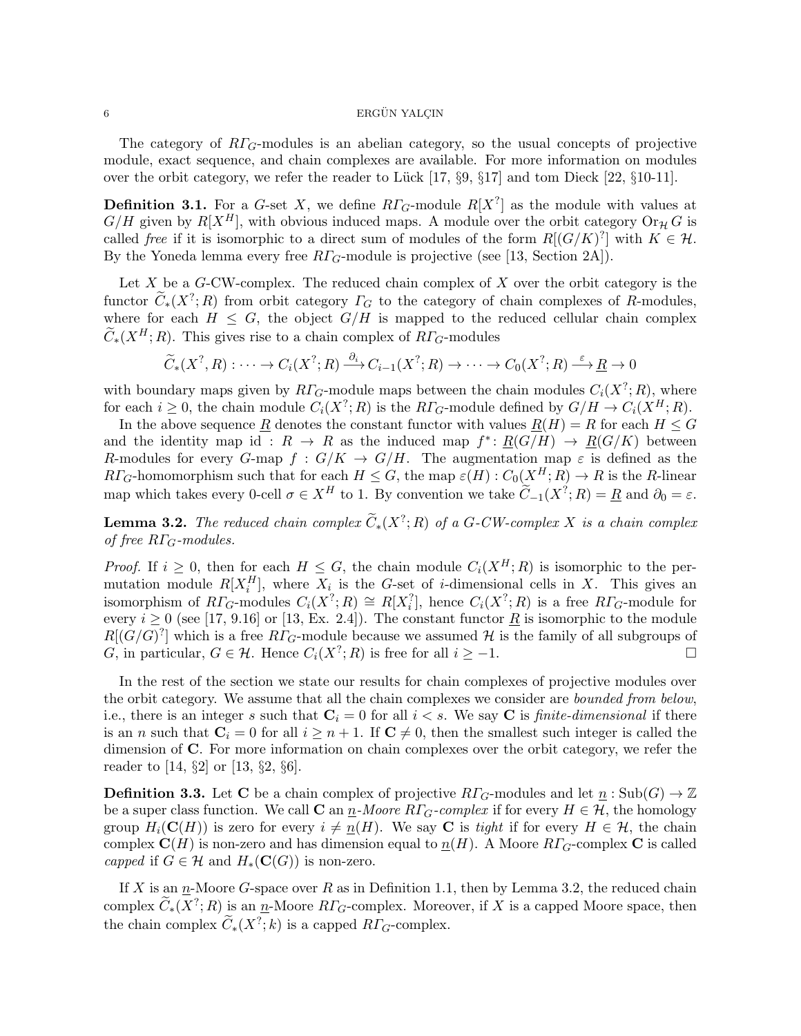The category of $R\mathit{\Gamma}_G$-modules is an abelian category, so the usual concepts of projective module, exact sequence, and chain complexes are available. For more information on modules over the orbit category, we refer the reader to Lück [17, §9, §17] and tom Dieck [22, §10-11].

**Definition 3.1.** For a $G$-set $X$, we define $R\mathit{\Gamma}_G$-module $R[X^?]$ as the module with values at $G/H$ given by $R[X^H]$, with obvious induced maps. A module over the orbit category $\mathrm{Or}_{\mathcal{H}} G$ is called *free* if it is isomorphic to a direct sum of modules of the form $R[(G/K)^?]$ with $K \in \mathcal{H}$. By the Yoneda lemma every free $R\mathit{\Gamma}_G$-module is projective (see [13, Section 2A]).

Let $X$ be a $G$-CW-complex. The reduced chain complex of $X$ over the orbit category is the functor $\widetilde{C}_*(X^?; R)$ from orbit category $\mathit{\Gamma}_G$ to the category of chain complexes of $R$-modules, where for each $H \leq G$, the object $G/H$ is mapped to the reduced cellular chain complex $\widetilde{C}_*(X^H; R)$. This gives rise to a chain complex of $R\mathit{\Gamma}_G$-modules

$$\widetilde{C}_*(X^?, R) : \cdots \to C_i(X^?; R) \xrightarrow{\partial_i} C_{i-1}(X^?; R) \to \cdots \to C_0(X^?; R) \xrightarrow{\varepsilon} \underline{R} \to 0$$

with boundary maps given by $R\mathit{\Gamma}_G$-module maps between the chain modules $C_i(X^?; R)$, where for each $i \geq 0$, the chain module $C_i(X^?; R)$ is the $R\mathit{\Gamma}_G$-module defined by $G/H \to C_i(X^H; R)$.

In the above sequence $\underline{R}$ denotes the constant functor with values $\underline{R}(H) = R$ for each $H \leq G$ and the identity map $\mathrm{id} : R \to R$ as the induced map $f^* \colon \underline{R}(G/H) \to \underline{R}(G/K)$ between $R$-modules for every $G$-map $f : G/K \to G/H$. The augmentation map $\varepsilon$ is defined as the $R\mathit{\Gamma}_G$-homomorphism such that for each $H \leq G$, the map $\varepsilon(H) : C_0(X^H; R) \to R$ is the $R$-linear map which takes every 0-cell $\sigma \in X^H$ to 1. By convention we take $\widetilde{C}_{-1}(X^?; R) = \underline{R}$ and $\partial_0 = \varepsilon$.

**Lemma 3.2.** *The reduced chain complex $\widetilde{C}_*(X^?; R)$ of a $G$-CW-complex $X$ is a chain complex of free $R\mathit{\Gamma}_G$-modules.*

*Proof.* If $i \geq 0$, then for each $H \leq G$, the chain module $C_i(X^H; R)$ is isomorphic to the permutation module $R[X_i^H]$, where $X_i$ is the $G$-set of $i$-dimensional cells in $X$. This gives an isomorphism of $R\mathit{\Gamma}_G$-modules $C_i(X^?; R) \cong R[X_i^?]$, hence $C_i(X^?; R)$ is a free $R\mathit{\Gamma}_G$-module for every $i \geq 0$ (see [17, 9.16] or [13, Ex. 2.4]). The constant functor $\underline{R}$ is isomorphic to the module $R[(G/G)^?]$ which is a free $R\mathit{\Gamma}_G$-module because we assumed $\mathcal{H}$ is the family of all subgroups of $G$, in particular, $G \in \mathcal{H}$. Hence $C_i(X^?; R)$ is free for all $i \geq -1$. □

In the rest of the section we state our results for chain complexes of projective modules over the orbit category. We assume that all the chain complexes we consider are *bounded from below*, i.e., there is an integer $s$ such that $\mathbf{C}_i = 0$ for all $i < s$. We say $\mathbf{C}$ is *finite-dimensional* if there is an $n$ such that $\mathbf{C}_i = 0$ for all $i \geq n+1$. If $\mathbf{C} \neq 0$, then the smallest such integer is called the dimension of $\mathbf{C}$. For more information on chain complexes over the orbit category, we refer the reader to [14, §2] or [13, §2, §6].

**Definition 3.3.** Let $\mathbf{C}$ be a chain complex of projective $R\mathit{\Gamma}_G$-modules and let $\underline{n} : \mathrm{Sub}(G) \to \mathbb{Z}$ be a super class function. We call $\mathbf{C}$ an *$\underline{n}$-Moore $R\mathit{\Gamma}_G$-complex* if for every $H \in \mathcal{H}$, the homology group $H_i(\mathbf{C}(H))$ is zero for every $i \neq \underline{n}(H)$. We say $\mathbf{C}$ is *tight* if for every $H \in \mathcal{H}$, the chain complex $\mathbf{C}(H)$ is non-zero and has dimension equal to $\underline{n}(H)$. A Moore $R\mathit{\Gamma}_G$-complex $\mathbf{C}$ is called *capped* if $G \in \mathcal{H}$ and $H_*(\mathbf{C}(G))$ is non-zero.

If $X$ is an $\underline{n}$-Moore $G$-space over $R$ as in Definition 1.1, then by Lemma 3.2, the reduced chain complex $\widetilde{C}_*(X^?; R)$ is an $\underline{n}$-Moore $R\mathit{\Gamma}_G$-complex. Moreover, if $X$ is a capped Moore space, then the chain complex $\widetilde{C}_*(X^?; k)$ is a capped $R\mathit{\Gamma}_G$-complex.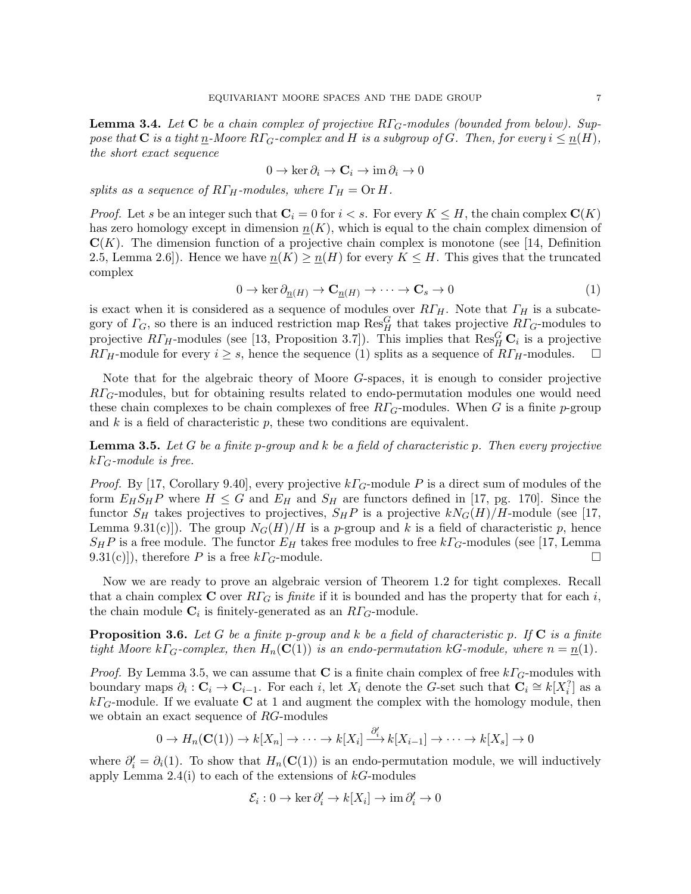**Lemma 3.4.** *Let $\mathbf{C}$ be a chain complex of projective $R\mathit{\Gamma}_G$-modules (bounded from below). Suppose that $\mathbf{C}$ is a tight $\underline{n}$-Moore $R\mathit{\Gamma}_G$-complex and $H$ is a subgroup of $G$. Then, for every $i \leq \underline{n}(H)$, the short exact sequence*

$$0 \to \ker \partial_i \to \mathbf{C}_i \to \operatorname{im} \partial_i \to 0$$

*splits as a sequence of $R\mathit{\Gamma}_H$-modules, where $\mathit{\Gamma}_H = \operatorname{Or} H$.*

*Proof.* Let $s$ be an integer such that $\mathbf{C}_i = 0$ for $i < s$. For every $K \leq H$, the chain complex $\mathbf{C}(K)$ has zero homology except in dimension $\underline{n}(K)$, which is equal to the chain complex dimension of $\mathbf{C}(K)$. The dimension function of a projective chain complex is monotone (see [14, Definition 2.5, Lemma 2.6]). Hence we have $\underline{n}(K) \geq \underline{n}(H)$ for every $K \leq H$. This gives that the truncated complex

$$0 \to \ker \partial_{\underline{n}(H)} \to \mathbf{C}_{\underline{n}(H)} \to \cdots \to \mathbf{C}_s \to 0 \tag{1}$$

is exact when it is considered as a sequence of modules over $R\mathit{\Gamma}_H$. Note that $\mathit{\Gamma}_H$ is a subcategory of $\mathit{\Gamma}_G$, so there is an induced restriction map $\operatorname{Res}^G_H$ that takes projective $R\mathit{\Gamma}_G$-modules to projective $R\mathit{\Gamma}_H$-modules (see [13, Proposition 3.7]). This implies that $\operatorname{Res}^G_H \mathbf{C}_i$ is a projective $R\mathit{\Gamma}_H$-module for every $i \geq s$, hence the sequence (1) splits as a sequence of $R\mathit{\Gamma}_H$-modules. $\square$

Note that for the algebraic theory of Moore $G$-spaces, it is enough to consider projective $R\mathit{\Gamma}_G$-modules, but for obtaining results related to endo-permutation modules one would need these chain complexes to be chain complexes of free $R\mathit{\Gamma}_G$-modules. When $G$ is a finite $p$-group and $k$ is a field of characteristic $p$, these two conditions are equivalent.

**Lemma 3.5.** *Let $G$ be a finite $p$-group and $k$ be a field of characteristic $p$. Then every projective $k\mathit{\Gamma}_G$-module is free.*

*Proof.* By [17, Corollary 9.40], every projective $k\mathit{\Gamma}_G$-module $P$ is a direct sum of modules of the form $E_H S_H P$ where $H \leq G$ and $E_H$ and $S_H$ are functors defined in [17, pg. 170]. Since the functor $S_H$ takes projectives to projectives, $S_H P$ is a projective $kN_G(H)/H$-module (see [17, Lemma 9.31(c)]). The group $N_G(H)/H$ is a $p$-group and $k$ is a field of characteristic $p$, hence $S_H P$ is a free module. The functor $E_H$ takes free modules to free $k\mathit{\Gamma}_G$-modules (see [17, Lemma 9.31(c)]), therefore $P$ is a free $k\mathit{\Gamma}_G$-module. $\square$

Now we are ready to prove an algebraic version of Theorem 1.2 for tight complexes. Recall that a chain complex $\mathbf{C}$ over $R\mathit{\Gamma}_G$ is *finite* if it is bounded and has the property that for each $i$, the chain module $\mathbf{C}_i$ is finitely-generated as an $R\mathit{\Gamma}_G$-module.

**Proposition 3.6.** *Let $G$ be a finite $p$-group and $k$ be a field of characteristic $p$. If $\mathbf{C}$ is a finite tight Moore $k\mathit{\Gamma}_G$-complex, then $H_n(\mathbf{C}(1))$ is an endo-permutation $kG$-module, where $n = \underline{n}(1)$.*

*Proof.* By Lemma 3.5, we can assume that $\mathbf{C}$ is a finite chain complex of free $k\mathit{\Gamma}_G$-modules with boundary maps $\partial_i : \mathbf{C}_i \to \mathbf{C}_{i-1}$. For each $i$, let $X_i$ denote the $G$-set such that $\mathbf{C}_i \cong k[X_i^?]$ as a $k\mathit{\Gamma}_G$-module. If we evaluate $\mathbf{C}$ at 1 and augment the complex with the homology module, then we obtain an exact sequence of $RG$-modules

$$0 \to H_n(\mathbf{C}(1)) \to k[X_n] \to \cdots \to k[X_i] \xrightarrow{\partial'_i} k[X_{i-1}] \to \cdots \to k[X_s] \to 0$$

where $\partial'_i = \partial_i(1)$. To show that $H_n(\mathbf{C}(1))$ is an endo-permutation module, we will inductively apply Lemma 2.4(i) to each of the extensions of $kG$-modules

$$\mathcal{E}_i : 0 \to \ker \partial'_i \to k[X_i] \to \operatorname{im} \partial'_i \to 0$$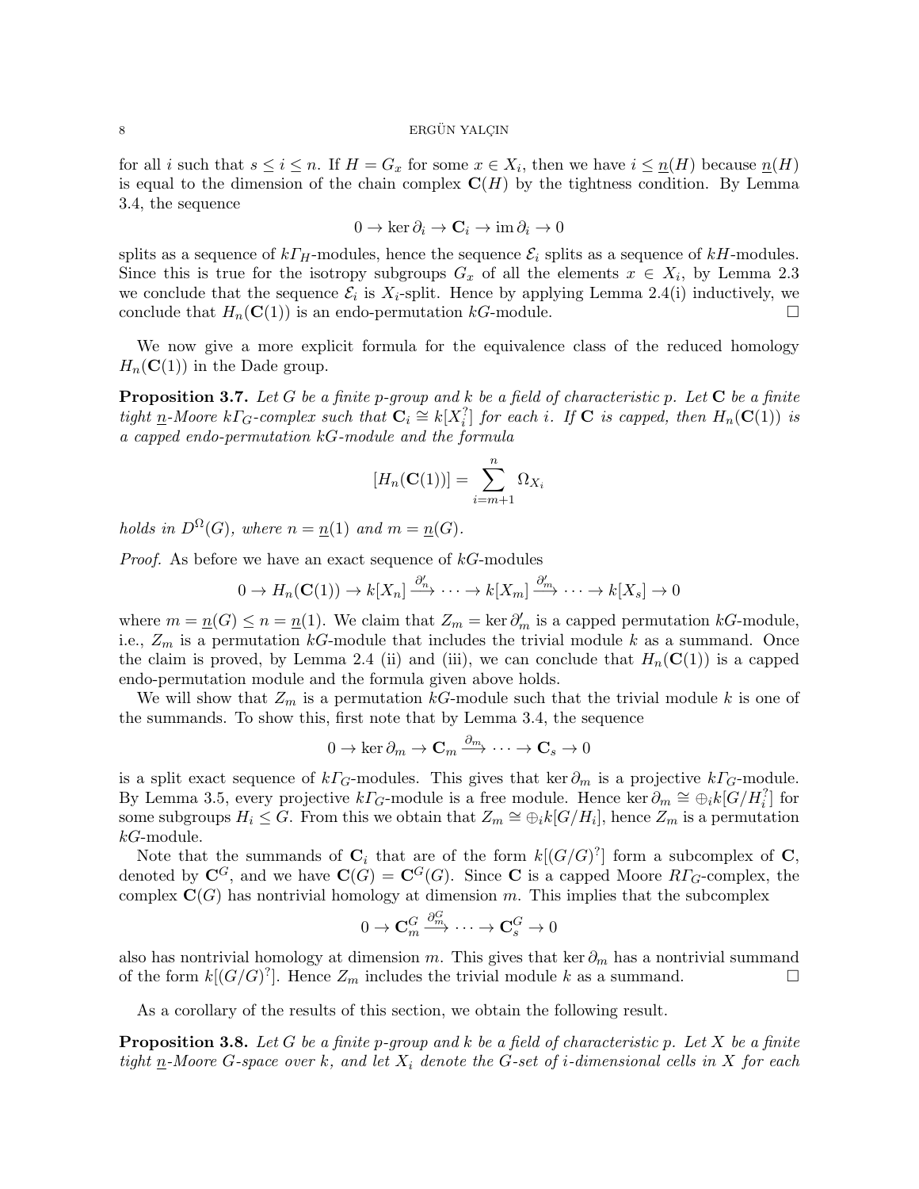for all $i$ such that $s \leq i \leq n$. If $H = G_x$ for some $x \in X_i$, then we have $i \leq \underline{n}(H)$ because $\underline{n}(H)$ is equal to the dimension of the chain complex $\mathbf{C}(H)$ by the tightness condition. By Lemma 3.4, the sequence

$$0 \to \ker \partial_i \to \mathbf{C}_i \to \operatorname{im} \partial_i \to 0$$

splits as a sequence of $k\varGamma_H$-modules, hence the sequence $\mathcal{E}_i$ splits as a sequence of $kH$-modules. Since this is true for the isotropy subgroups $G_x$ of all the elements $x \in X_i$, by Lemma 2.3 we conclude that the sequence $\mathcal{E}_i$ is $X_i$-split. Hence by applying Lemma 2.4(i) inductively, we conclude that $H_n(\mathbf{C}(1))$ is an endo-permutation $kG$-module. □

We now give a more explicit formula for the equivalence class of the reduced homology $H_n(\mathbf{C}(1))$ in the Dade group.

**Proposition 3.7.** *Let $G$ be a finite $p$-group and $k$ be a field of characteristic $p$. Let $\mathbf{C}$ be a finite tight $\underline{n}$-Moore $k\varGamma_G$-complex such that $\mathbf{C}_i \cong k[X_i^?]$ for each $i$. If $\mathbf{C}$ is capped, then $H_n(\mathbf{C}(1))$ is a capped endo-permutation $kG$-module and the formula*

$$[H_n(\mathbf{C}(1))] = \sum_{i=m+1}^{n} \Omega_{X_i}$$

*holds in $D^{\Omega}(G)$, where $n = \underline{n}(1)$ and $m = \underline{n}(G)$.*

*Proof.* As before we have an exact sequence of $kG$-modules

$$0 \to H_n(\mathbf{C}(1)) \to k[X_n] \xrightarrow{\partial'_n} \cdots \to k[X_m] \xrightarrow{\partial'_m} \cdots \to k[X_s] \to 0$$

where $m = \underline{n}(G) \leq n = \underline{n}(1)$. We claim that $Z_m = \ker \partial'_m$ is a capped permutation $kG$-module, i.e., $Z_m$ is a permutation $kG$-module that includes the trivial module $k$ as a summand. Once the claim is proved, by Lemma 2.4 (ii) and (iii), we can conclude that $H_n(\mathbf{C}(1))$ is a capped endo-permutation module and the formula given above holds.

We will show that $Z_m$ is a permutation $kG$-module such that the trivial module $k$ is one of the summands. To show this, first note that by Lemma 3.4, the sequence

$$0 \to \ker \partial_m \to \mathbf{C}_m \xrightarrow{\partial_m} \cdots \to \mathbf{C}_s \to 0$$

is a split exact sequence of $k\varGamma_G$-modules. This gives that $\ker \partial_m$ is a projective $k\varGamma_G$-module. By Lemma 3.5, every projective $k\varGamma_G$-module is a free module. Hence $\ker \partial_m \cong \oplus_i k[G/H_i^?]$ for some subgroups $H_i \leq G$. From this we obtain that $Z_m \cong \oplus_i k[G/H_i]$, hence $Z_m$ is a permutation $kG$-module.

Note that the summands of $\mathbf{C}_i$ that are of the form $k[(G/G)^?]$ form a subcomplex of $\mathbf{C}$, denoted by $\mathbf{C}^G$, and we have $\mathbf{C}(G) = \mathbf{C}^G(G)$. Since $\mathbf{C}$ is a capped Moore $R\varGamma_G$-complex, the complex $\mathbf{C}(G)$ has nontrivial homology at dimension $m$. This implies that the subcomplex

$$0 \to \mathbf{C}^G_m \xrightarrow{\partial^G_m} \cdots \to \mathbf{C}^G_s \to 0$$

also has nontrivial homology at dimension $m$. This gives that $\ker \partial_m$ has a nontrivial summand of the form $k[(G/G)^?]$. Hence $Z_m$ includes the trivial module $k$ as a summand. □

As a corollary of the results of this section, we obtain the following result.

**Proposition 3.8.** *Let $G$ be a finite $p$-group and $k$ be a field of characteristic $p$. Let $X$ be a finite tight $\underline{n}$-Moore $G$-space over $k$, and let $X_i$ denote the $G$-set of $i$-dimensional cells in $X$ for each*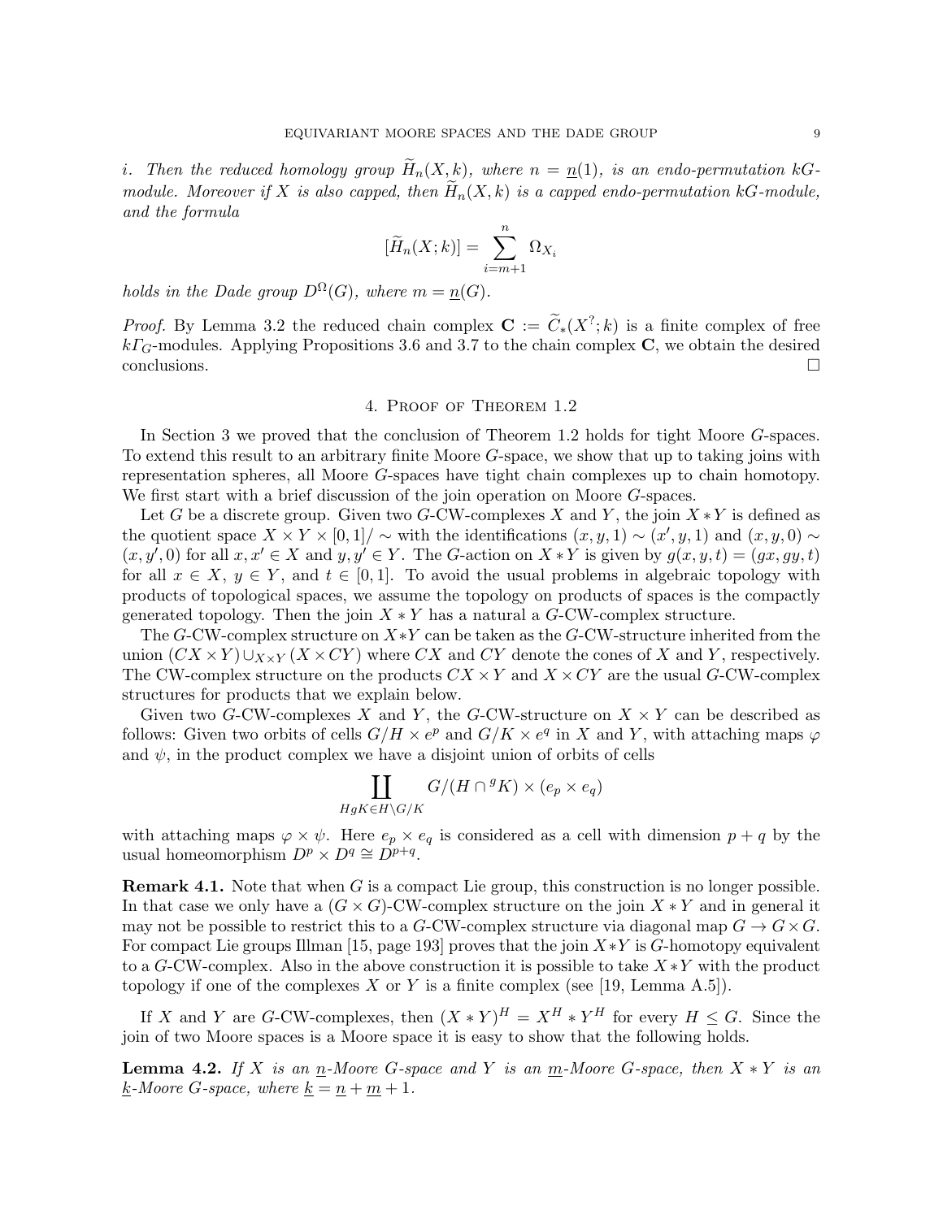*i. Then the reduced homology group $\widetilde{H}_n(X,k)$, where $n = \underline{n}(1)$, is an endo-permutation $kG$-module. Moreover if $X$ is also capped, then $\widetilde{H}_n(X,k)$ is a capped endo-permutation $kG$-module, and the formula*

$$[\widetilde{H}_n(X;k)] = \sum_{i=m+1}^{n} \Omega_{X_i}$$

*holds in the Dade group $D^{\Omega}(G)$, where $m = \underline{n}(G)$.*

*Proof.* By Lemma 3.2 the reduced chain complex $\mathbf{C} := \widetilde{C}_*(X^?;k)$ is a finite complex of free $k\Gamma_G$-modules. Applying Propositions 3.6 and 3.7 to the chain complex $\mathbf{C}$, we obtain the desired conclusions. $\square$

## 4. Proof of Theorem 1.2

In Section 3 we proved that the conclusion of Theorem 1.2 holds for tight Moore $G$-spaces. To extend this result to an arbitrary finite Moore $G$-space, we show that up to taking joins with representation spheres, all Moore $G$-spaces have tight chain complexes up to chain homotopy. We first start with a brief discussion of the join operation on Moore $G$-spaces.

Let $G$ be a discrete group. Given two $G$-CW-complexes $X$ and $Y$, the join $X*Y$ is defined as the quotient space $X \times Y \times [0,1]/\sim$ with the identifications $(x,y,1) \sim (x',y,1)$ and $(x,y,0) \sim (x,y',0)$ for all $x,x' \in X$ and $y,y' \in Y$. The $G$-action on $X*Y$ is given by $g(x,y,t) = (gx,gy,t)$ for all $x \in X$, $y \in Y$, and $t \in [0,1]$. To avoid the usual problems in algebraic topology with products of topological spaces, we assume the topology on products of spaces is the compactly generated topology. Then the join $X*Y$ has a natural a $G$-CW-complex structure.

The $G$-CW-complex structure on $X*Y$ can be taken as the $G$-CW-structure inherited from the union $(CX \times Y) \cup_{X\times Y} (X \times CY)$ where $CX$ and $CY$ denote the cones of $X$ and $Y$, respectively. The CW-complex structure on the products $CX \times Y$ and $X \times CY$ are the usual $G$-CW-complex structures for products that we explain below.

Given two $G$-CW-complexes $X$ and $Y$, the $G$-CW-structure on $X \times Y$ can be described as follows: Given two orbits of cells $G/H \times e^p$ and $G/K \times e^q$ in $X$ and $Y$, with attaching maps $\varphi$ and $\psi$, in the product complex we have a disjoint union of orbits of cells

$$\coprod_{HgK \in H\backslash G/K} G/(H \cap {}^gK) \times (e_p \times e_q)$$

with attaching maps $\varphi \times \psi$. Here $e_p \times e_q$ is considered as a cell with dimension $p+q$ by the usual homeomorphism $D^p \times D^q \cong D^{p+q}$.

**Remark 4.1.** Note that when $G$ is a compact Lie group, this construction is no longer possible. In that case we only have a $(G \times G)$-CW-complex structure on the join $X*Y$ and in general it may not be possible to restrict this to a $G$-CW-complex structure via diagonal map $G \to G \times G$. For compact Lie groups Illman [15, page 193] proves that the join $X*Y$ is $G$-homotopy equivalent to a $G$-CW-complex. Also in the above construction it is possible to take $X*Y$ with the product topology if one of the complexes $X$ or $Y$ is a finite complex (see [19, Lemma A.5]).

If $X$ and $Y$ are $G$-CW-complexes, then $(X*Y)^H = X^H * Y^H$ for every $H \leq G$. Since the join of two Moore spaces is a Moore space it is easy to show that the following holds.

**Lemma 4.2.** *If $X$ is an $\underline{n}$-Moore $G$-space and $Y$ is an $\underline{m}$-Moore $G$-space, then $X*Y$ is an $\underline{k}$-Moore $G$-space, where $\underline{k} = \underline{n} + \underline{m} + 1$.*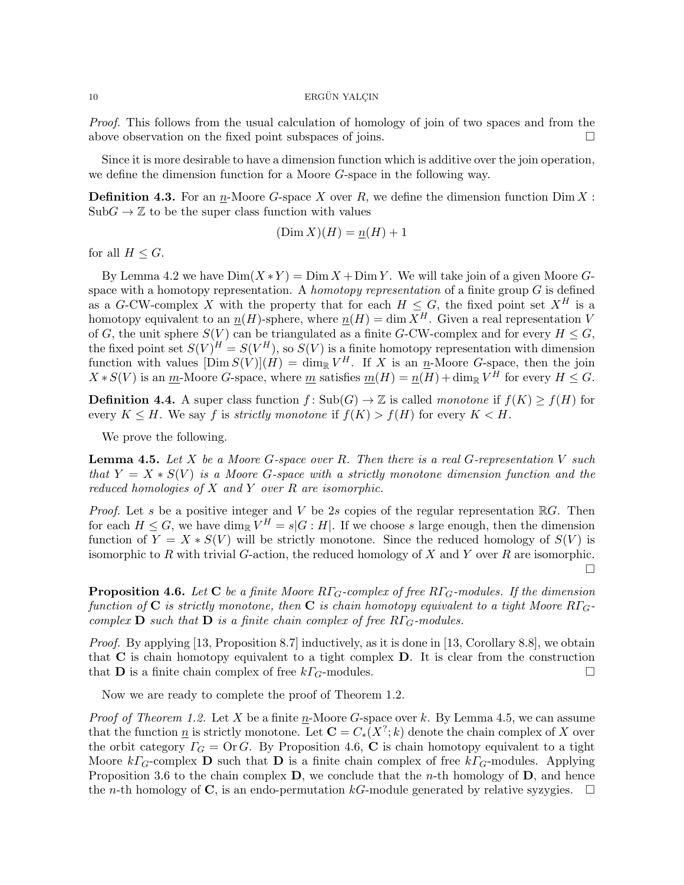*Proof.* This follows from the usual calculation of homology of join of two spaces and from the above observation on the fixed point subspaces of joins. □

Since it is more desirable to have a dimension function which is additive over the join operation, we define the dimension function for a Moore $G$-space in the following way.

**Definition 4.3.** For an $\underline{n}$-Moore $G$-space $X$ over $R$, we define the dimension function $\operatorname{Dim} X : \operatorname{Sub} G \to \mathbb{Z}$ to be the super class function with values

$$(\operatorname{Dim} X)(H) = \underline{n}(H) + 1$$

for all $H \leq G$.

By Lemma 4.2 we have $\operatorname{Dim}(X * Y) = \operatorname{Dim} X + \operatorname{Dim} Y$. We will take join of a given Moore $G$-space with a homotopy representation. A *homotopy representation* of a finite group $G$ is defined as a $G$-CW-complex $X$ with the property that for each $H \leq G$, the fixed point set $X^H$ is a homotopy equivalent to an $\underline{n}(H)$-sphere, where $\underline{n}(H) = \dim X^H$. Given a real representation $V$ of $G$, the unit sphere $S(V)$ can be triangulated as a finite $G$-CW-complex and for every $H \leq G$, the fixed point set $S(V)^H = S(V^H)$, so $S(V)$ is a finite homotopy representation with dimension function with values $[\operatorname{Dim} S(V)](H) = \dim_{\mathbb{R}} V^H$. If $X$ is an $\underline{n}$-Moore $G$-space, then the join $X * S(V)$ is an $\underline{m}$-Moore $G$-space, where $\underline{m}$ satisfies $\underline{m}(H) = \underline{n}(H) + \dim_{\mathbb{R}} V^H$ for every $H \leq G$.

**Definition 4.4.** A super class function $f : \operatorname{Sub}(G) \to \mathbb{Z}$ is called *monotone* if $f(K) \geq f(H)$ for every $K \leq H$. We say $f$ is *strictly monotone* if $f(K) > f(H)$ for every $K < H$.

We prove the following.

**Lemma 4.5.** *Let $X$ be a Moore $G$-space over $R$. Then there is a real $G$-representation $V$ such that $Y = X * S(V)$ is a Moore $G$-space with a strictly monotone dimension function and the reduced homologies of $X$ and $Y$ over $R$ are isomorphic.*

*Proof.* Let $s$ be a positive integer and $V$ be $2s$ copies of the regular representation $\mathbb{R}G$. Then for each $H \leq G$, we have $\dim_{\mathbb{R}} V^H = s|G : H|$. If we choose $s$ large enough, then the dimension function of $Y = X * S(V)$ will be strictly monotone. Since the reduced homology of $S(V)$ is isomorphic to $R$ with trivial $G$-action, the reduced homology of $X$ and $Y$ over $R$ are isomorphic. □

**Proposition 4.6.** *Let $\mathbf{C}$ be a finite Moore $R\varGamma_G$-complex of free $R\varGamma_G$-modules. If the dimension function of $\mathbf{C}$ is strictly monotone, then $\mathbf{C}$ is chain homotopy equivalent to a tight Moore $R\varGamma_G$-complex $\mathbf{D}$ such that $\mathbf{D}$ is a finite chain complex of free $R\varGamma_G$-modules.*

*Proof.* By applying [13, Proposition 8.7] inductively, as it is done in [13, Corollary 8.8], we obtain that $\mathbf{C}$ is chain homotopy equivalent to a tight complex $\mathbf{D}$. It is clear from the construction that $\mathbf{D}$ is a finite chain complex of free $k\varGamma_G$-modules. □

Now we are ready to complete the proof of Theorem 1.2.

*Proof of Theorem 1.2.* Let $X$ be a finite $\underline{n}$-Moore $G$-space over $k$. By Lemma 4.5, we can assume that the function $\underline{n}$ is strictly monotone. Let $\mathbf{C} = C_*(X^?; k)$ denote the chain complex of $X$ over the orbit category $\varGamma_G = \operatorname{Or} G$. By Proposition 4.6, $\mathbf{C}$ is chain homotopy equivalent to a tight Moore $k\varGamma_G$-complex $\mathbf{D}$ such that $\mathbf{D}$ is a finite chain complex of free $k\varGamma_G$-modules. Applying Proposition 3.6 to the chain complex $\mathbf{D}$, we conclude that the $n$-th homology of $\mathbf{D}$, and hence the $n$-th homology of $\mathbf{C}$, is an endo-permutation $kG$-module generated by relative syzygies. □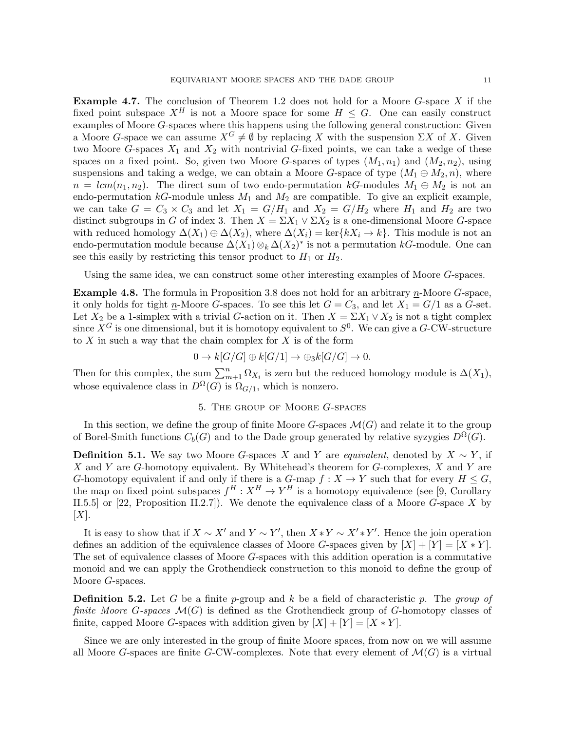**Example 4.7.** The conclusion of Theorem 1.2 does not hold for a Moore $G$-space $X$ if the fixed point subspace $X^H$ is not a Moore space for some $H \leq G$. One can easily construct examples of Moore $G$-spaces where this happens using the following general construction: Given a Moore $G$-space we can assume $X^G \neq \emptyset$ by replacing $X$ with the suspension $\Sigma X$ of $X$. Given two Moore $G$-spaces $X_1$ and $X_2$ with nontrivial $G$-fixed points, we can take a wedge of these spaces on a fixed point. So, given two Moore $G$-spaces of types $(M_1, n_1)$ and $(M_2, n_2)$, using suspensions and taking a wedge, we can obtain a Moore $G$-space of type $(M_1 \oplus M_2, n)$, where $n = lcm(n_1, n_2)$. The direct sum of two endo-permutation $kG$-modules $M_1 \oplus M_2$ is not an endo-permutation $kG$-module unless $M_1$ and $M_2$ are compatible. To give an explicit example, we can take $G = C_3 \times C_3$ and let $X_1 = G/H_1$ and $X_2 = G/H_2$ where $H_1$ and $H_2$ are two distinct subgroups in $G$ of index 3. Then $X = \Sigma X_1 \vee \Sigma X_2$ is a one-dimensional Moore $G$-space with reduced homology $\Delta(X_1) \oplus \Delta(X_2)$, where $\Delta(X_i) = \ker\{kX_i \to k\}$. This module is not an endo-permutation module because $\Delta(X_1) \otimes_k \Delta(X_2)^*$ is not a permutation $kG$-module. One can see this easily by restricting this tensor product to $H_1$ or $H_2$.

Using the same idea, we can construct some other interesting examples of Moore $G$-spaces.

**Example 4.8.** The formula in Proposition 3.8 does not hold for an arbitrary $\underline{n}$-Moore $G$-space, it only holds for tight $\underline{n}$-Moore $G$-spaces. To see this let $G = C_3$, and let $X_1 = G/1$ as a $G$-set. Let $X_2$ be a 1-simplex with a trivial $G$-action on it. Then $X = \Sigma X_1 \vee X_2$ is not a tight complex since $X^G$ is one dimensional, but it is homotopy equivalent to $S^0$. We can give a $G$-CW-structure to $X$ in such a way that the chain complex for $X$ is of the form

$$0 \to k[G/G] \oplus k[G/1] \to \oplus_3 k[G/G] \to 0.$$

Then for this complex, the sum $\sum_{m+1}^{n} \Omega_{X_i}$ is zero but the reduced homology module is $\Delta(X_1)$, whose equivalence class in $D^{\Omega}(G)$ is $\Omega_{G/1}$, which is nonzero.

## 5. The group of Moore $G$-spaces

In this section, we define the group of finite Moore $G$-spaces $\mathcal{M}(G)$ and relate it to the group of Borel-Smith functions $C_b(G)$ and to the Dade group generated by relative syzygies $D^{\Omega}(G)$.

**Definition 5.1.** We say two Moore $G$-spaces $X$ and $Y$ are *equivalent*, denoted by $X \sim Y$, if $X$ and $Y$ are $G$-homotopy equivalent. By Whitehead's theorem for $G$-complexes, $X$ and $Y$ are $G$-homotopy equivalent if and only if there is a $G$-map $f : X \to Y$ such that for every $H \leq G$, the map on fixed point subspaces $f^H : X^H \to Y^H$ is a homotopy equivalence (see [9, Corollary II.5.5] or [22, Proposition II.2.7]). We denote the equivalence class of a Moore $G$-space $X$ by $[X]$.

It is easy to show that if $X \sim X'$ and $Y \sim Y'$, then $X * Y \sim X' * Y'$. Hence the join operation defines an addition of the equivalence classes of Moore $G$-spaces given by $[X] + [Y] = [X * Y]$. The set of equivalence classes of Moore $G$-spaces with this addition operation is a commutative monoid and we can apply the Grothendieck construction to this monoid to define the group of Moore $G$-spaces.

**Definition 5.2.** Let $G$ be a finite $p$-group and $k$ be a field of characteristic $p$. The *group of finite Moore $G$-spaces* $\mathcal{M}(G)$ is defined as the Grothendieck group of $G$-homotopy classes of finite, capped Moore $G$-spaces with addition given by $[X] + [Y] = [X * Y]$.

Since we are only interested in the group of finite Moore spaces, from now on we will assume all Moore $G$-spaces are finite $G$-CW-complexes. Note that every element of $\mathcal{M}(G)$ is a virtual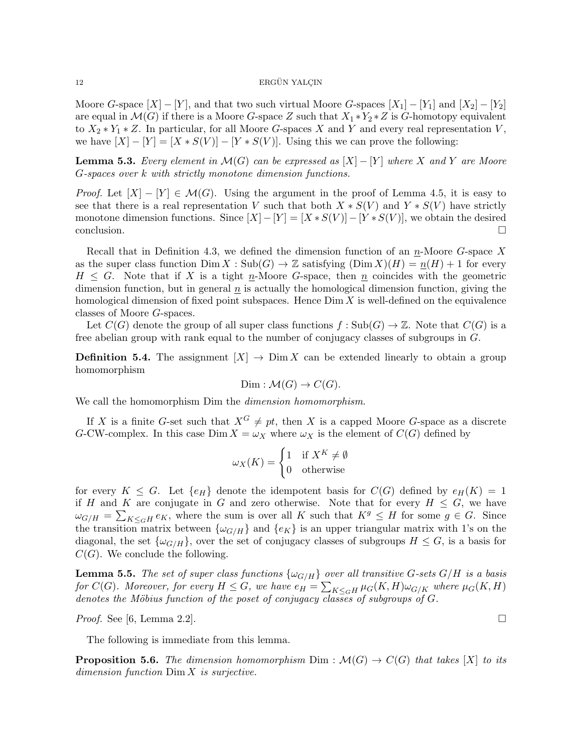Moore $G$-space $[X] - [Y]$, and that two such virtual Moore $G$-spaces $[X_1] - [Y_1]$ and $[X_2] - [Y_2]$ are equal in $\mathcal{M}(G)$ if there is a Moore $G$-space $Z$ such that $X_1 * Y_2 * Z$ is $G$-homotopy equivalent to $X_2 * Y_1 * Z$. In particular, for all Moore $G$-spaces $X$ and $Y$ and every real representation $V$, we have $[X] - [Y] = [X * S(V)] - [Y * S(V)]$. Using this we can prove the following:

**Lemma 5.3.** *Every element in $\mathcal{M}(G)$ can be expressed as $[X] - [Y]$ where $X$ and $Y$ are Moore $G$-spaces over $k$ with strictly monotone dimension functions.*

*Proof.* Let $[X] - [Y] \in \mathcal{M}(G)$. Using the argument in the proof of Lemma 4.5, it is easy to see that there is a real representation $V$ such that both $X * S(V)$ and $Y * S(V)$ have strictly monotone dimension functions. Since $[X] - [Y] = [X * S(V)] - [Y * S(V)]$, we obtain the desired conclusion. □

Recall that in Definition 4.3, we defined the dimension function of an $\underline{n}$-Moore $G$-space $X$ as the super class function $\operatorname{Dim} X : \operatorname{Sub}(G) \to \mathbb{Z}$ satisfying $(\operatorname{Dim} X)(H) = \underline{n}(H) + 1$ for every $H \leq G$. Note that if $X$ is a tight $\underline{n}$-Moore $G$-space, then $\underline{n}$ coincides with the geometric dimension function, but in general $\underline{n}$ is actually the homological dimension function, giving the homological dimension of fixed point subspaces. Hence $\operatorname{Dim} X$ is well-defined on the equivalence classes of Moore $G$-spaces.

Let $C(G)$ denote the group of all super class functions $f : \operatorname{Sub}(G) \to \mathbb{Z}$. Note that $C(G)$ is a free abelian group with rank equal to the number of conjugacy classes of subgroups in $G$.

**Definition 5.4.** The assignment $[X] \to \operatorname{Dim} X$ can be extended linearly to obtain a group homomorphism

$$\operatorname{Dim} : \mathcal{M}(G) \to C(G).$$

We call the homomorphism Dim the *dimension homomorphism*.

If $X$ is a finite $G$-set such that $X^G \neq pt$, then $X$ is a capped Moore $G$-space as a discrete $G$-CW-complex. In this case $\operatorname{Dim} X = \omega_X$ where $\omega_X$ is the element of $C(G)$ defined by

$$\omega_X(K) = \begin{cases} 1 & \text{if } X^K \neq \emptyset \\ 0 & \text{otherwise} \end{cases}$$

for every $K \leq G$. Let $\{e_H\}$ denote the idempotent basis for $C(G)$ defined by $e_H(K) = 1$ if $H$ and $K$ are conjugate in $G$ and zero otherwise. Note that for every $H \leq G$, we have $\omega_{G/H} = \sum_{K \leq_G H} e_K$, where the sum is over all $K$ such that $K^g \leq H$ for some $g \in G$. Since the transition matrix between $\{\omega_{G/H}\}$ and $\{e_K\}$ is an upper triangular matrix with 1's on the diagonal, the set $\{\omega_{G/H}\}$, over the set of conjugacy classes of subgroups $H \leq G$, is a basis for $C(G)$. We conclude the following.

**Lemma 5.5.** *The set of super class functions $\{\omega_{G/H}\}$ over all transitive $G$-sets $G/H$ is a basis for $C(G)$. Moreover, for every $H \leq G$, we have $e_H = \sum_{K \leq_G H} \mu_G(K, H)\omega_{G/K}$ where $\mu_G(K, H)$ denotes the Möbius function of the poset of conjugacy classes of subgroups of $G$.*

*Proof.* See [6, Lemma 2.2]. □

The following is immediate from this lemma.

**Proposition 5.6.** *The dimension homomorphism $\operatorname{Dim} : \mathcal{M}(G) \to C(G)$ that takes $[X]$ to its dimension function $\operatorname{Dim} X$ is surjective.*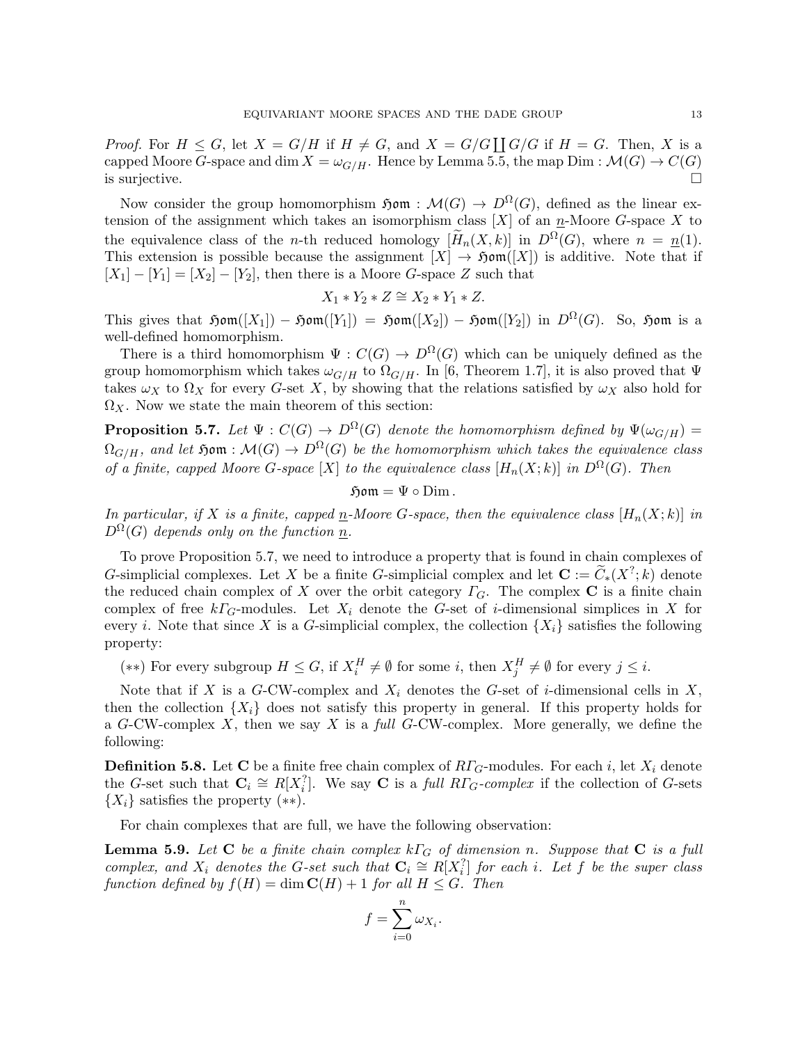*Proof.* For $H \leq G$, let $X = G/H$ if $H \neq G$, and $X = G/G \coprod G/G$ if $H = G$. Then, $X$ is a capped Moore $G$-space and $\dim X = \omega_{G/H}$. Hence by Lemma 5.5, the map $\mathrm{Dim} : \mathcal{M}(G) \to C(G)$ is surjective. □

Now consider the group homomorphism $\mathfrak{Hom} : \mathcal{M}(G) \to D^{\Omega}(G)$, defined as the linear extension of the assignment which takes an isomorphism class $[X]$ of an $\underline{n}$-Moore $G$-space $X$ to the equivalence class of the $n$-th reduced homology $[\widetilde{H}_n(X, k)]$ in $D^{\Omega}(G)$, where $n = \underline{n}(1)$. This extension is possible because the assignment $[X] \to \mathfrak{Hom}([X])$ is additive. Note that if $[X_1] - [Y_1] = [X_2] - [Y_2]$, then there is a Moore $G$-space $Z$ such that

$$X_1 * Y_2 * Z \cong X_2 * Y_1 * Z.$$

This gives that $\mathfrak{Hom}([X_1]) - \mathfrak{Hom}([Y_1]) = \mathfrak{Hom}([X_2]) - \mathfrak{Hom}([Y_2])$ in $D^{\Omega}(G)$. So, $\mathfrak{Hom}$ is a well-defined homomorphism.

There is a third homomorphism $\Psi : C(G) \to D^{\Omega}(G)$ which can be uniquely defined as the group homomorphism which takes $\omega_{G/H}$ to $\Omega_{G/H}$. In [6, Theorem 1.7], it is also proved that $\Psi$ takes $\omega_X$ to $\Omega_X$ for every $G$-set $X$, by showing that the relations satisfied by $\omega_X$ also hold for $\Omega_X$. Now we state the main theorem of this section:

**Proposition 5.7.** *Let $\Psi : C(G) \to D^{\Omega}(G)$ denote the homomorphism defined by $\Psi(\omega_{G/H}) = \Omega_{G/H}$, and let $\mathfrak{Hom} : \mathcal{M}(G) \to D^{\Omega}(G)$ be the homomorphism which takes the equivalence class of a finite, capped Moore $G$-space $[X]$ to the equivalence class $[H_n(X; k)]$ in $D^{\Omega}(G)$. Then*

$$\mathfrak{Hom} = \Psi \circ \mathrm{Dim}\,.$$

*In particular, if $X$ is a finite, capped $\underline{n}$-Moore $G$-space, then the equivalence class $[H_n(X; k)]$ in $D^{\Omega}(G)$ depends only on the function $\underline{n}$.*

To prove Proposition 5.7, we need to introduce a property that is found in chain complexes of $G$-simplicial complexes. Let $X$ be a finite $G$-simplicial complex and let $\mathbf{C} := \widetilde{C}_*(X^?; k)$ denote the reduced chain complex of $X$ over the orbit category $\varGamma_G$. The complex $\mathbf{C}$ is a finite chain complex of free $k\varGamma_G$-modules. Let $X_i$ denote the $G$-set of $i$-dimensional simplices in $X$ for every $i$. Note that since $X$ is a $G$-simplicial complex, the collection $\{X_i\}$ satisfies the following property:

$(**)$ For every subgroup $H \leq G$, if $X_i^H \neq \emptyset$ for some $i$, then $X_j^H \neq \emptyset$ for every $j \leq i$.

Note that if $X$ is a $G$-CW-complex and $X_i$ denotes the $G$-set of $i$-dimensional cells in $X$, then the collection $\{X_i\}$ does not satisfy this property in general. If this property holds for a $G$-CW-complex $X$, then we say $X$ is a *full* $G$-CW-complex. More generally, we define the following:

**Definition 5.8.** Let $\mathbf{C}$ be a finite free chain complex of $R\varGamma_G$-modules. For each $i$, let $X_i$ denote the $G$-set such that $\mathbf{C}_i \cong R[X_i^?]$. We say $\mathbf{C}$ is a *full $R\varGamma_G$-complex* if the collection of $G$-sets $\{X_i\}$ satisfies the property $(**)$.

For chain complexes that are full, we have the following observation:

**Lemma 5.9.** *Let $\mathbf{C}$ be a finite chain complex $k\varGamma_G$ of dimension $n$. Suppose that $\mathbf{C}$ is a full complex, and $X_i$ denotes the $G$-set such that $\mathbf{C}_i \cong R[X_i^?]$ for each $i$. Let $f$ be the super class function defined by $f(H) = \dim \mathbf{C}(H) + 1$ for all $H \leq G$. Then*

$$f = \sum_{i=0}^{n} \omega_{X_i}.$$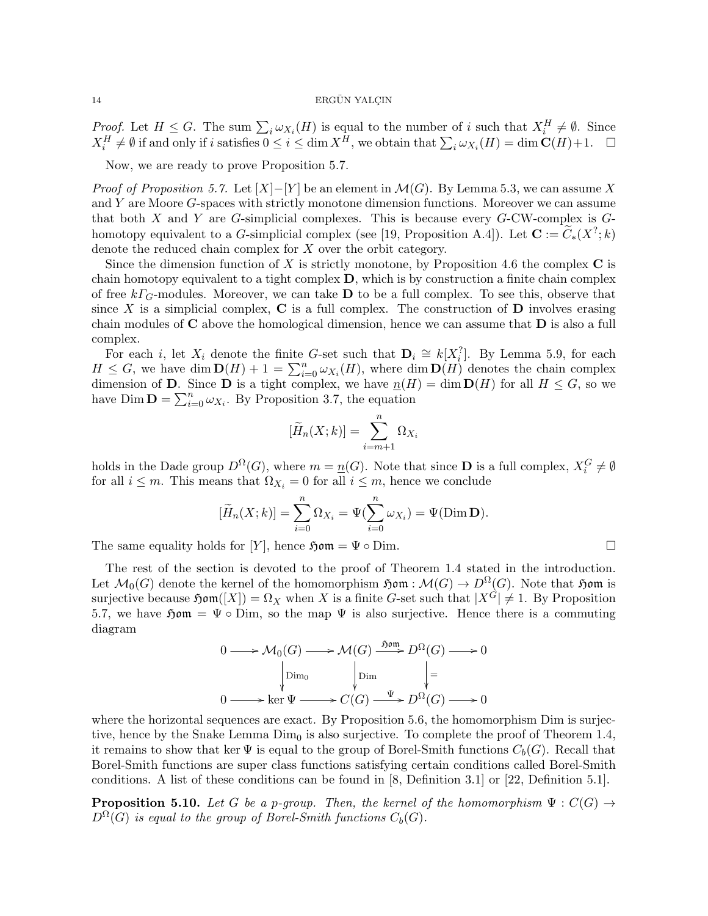*Proof.* Let $H \leq G$. The sum $\sum_i \omega_{X_i}(H)$ is equal to the number of $i$ such that $X_i^H \neq \emptyset$. Since $X_i^H \neq \emptyset$ if and only if $i$ satisfies $0 \leq i \leq \dim X^H$, we obtain that $\sum_i \omega_{X_i}(H) = \dim \mathbf{C}(H)+1$. $\square$

Now, we are ready to prove Proposition 5.7.

*Proof of Proposition 5.7.* Let $[X]-[Y]$ be an element in $\mathcal{M}(G)$. By Lemma 5.3, we can assume $X$ and $Y$ are Moore $G$-spaces with strictly monotone dimension functions. Moreover we can assume that both $X$ and $Y$ are $G$-simplicial complexes. This is because every $G$-CW-complex is $G$-homotopy equivalent to a $G$-simplicial complex (see [19, Proposition A.4]). Let $\mathbf{C} := \widetilde{C}_*(X^?; k)$ denote the reduced chain complex for $X$ over the orbit category.

Since the dimension function of $X$ is strictly monotone, by Proposition 4.6 the complex $\mathbf{C}$ is chain homotopy equivalent to a tight complex $\mathbf{D}$, which is by construction a finite chain complex of free $k\Gamma_G$-modules. Moreover, we can take $\mathbf{D}$ to be a full complex. To see this, observe that since $X$ is a simplicial complex, $\mathbf{C}$ is a full complex. The construction of $\mathbf{D}$ involves erasing chain modules of $\mathbf{C}$ above the homological dimension, hence we can assume that $\mathbf{D}$ is also a full complex.

For each $i$, let $X_i$ denote the finite $G$-set such that $\mathbf{D}_i \cong k[X_i^?]$. By Lemma 5.9, for each $H \leq G$, we have $\dim \mathbf{D}(H) + 1 = \sum_{i=0}^n \omega_{X_i}(H)$, where $\dim \mathbf{D}(H)$ denotes the chain complex dimension of $\mathbf{D}$. Since $\mathbf{D}$ is a tight complex, we have $\underline{n}(H) = \dim \mathbf{D}(H)$ for all $H \leq G$, so we have $\operatorname{Dim} \mathbf{D} = \sum_{i=0}^n \omega_{X_i}$. By Proposition 3.7, the equation

$$[\widetilde{H}_n(X; k)] = \sum_{i=m+1}^{n} \Omega_{X_i}$$

holds in the Dade group $D^\Omega(G)$, where $m = \underline{n}(G)$. Note that since $\mathbf{D}$ is a full complex, $X_i^G \neq \emptyset$ for all $i \leq m$. This means that $\Omega_{X_i} = 0$ for all $i \leq m$, hence we conclude

$$[\widetilde{H}_n(X; k)] = \sum_{i=0}^{n} \Omega_{X_i} = \Psi(\sum_{i=0}^{n} \omega_{X_i}) = \Psi(\operatorname{Dim} \mathbf{D}).$$

The same equality holds for $[Y]$, hence $\mathfrak{Hom} = \Psi \circ \operatorname{Dim}$. $\square$

The rest of the section is devoted to the proof of Theorem 1.4 stated in the introduction. Let $\mathcal{M}_0(G)$ denote the kernel of the homomorphism $\mathfrak{Hom} : \mathcal{M}(G) \to D^\Omega(G)$. Note that $\mathfrak{Hom}$ is surjective because $\mathfrak{Hom}([X]) = \Omega_X$ when $X$ is a finite $G$-set such that $|X^G| \neq 1$. By Proposition 5.7, we have $\mathfrak{Hom} = \Psi \circ \operatorname{Dim}$, so the map $\Psi$ is also surjective. Hence there is a commuting diagram

$$\begin{array}{ccccccccc}
0 & \longrightarrow & \mathcal{M}_0(G) & \longrightarrow & \mathcal{M}(G) & \xrightarrow{\mathfrak{Hom}} & D^\Omega(G) & \longrightarrow & 0 \\
 & & \Big\downarrow {\scriptstyle \operatorname{Dim}_0} & & \Big\downarrow {\scriptstyle \operatorname{Dim}} & & \Big\downarrow {\scriptstyle =} & & \\
0 & \longrightarrow & \ker \Psi & \longrightarrow & C(G) & \xrightarrow{\Psi} & D^\Omega(G) & \longrightarrow & 0
\end{array}$$

where the horizontal sequences are exact. By Proposition 5.6, the homomorphism Dim is surjective, hence by the Snake Lemma $\operatorname{Dim}_0$ is also surjective. To complete the proof of Theorem 1.4, it remains to show that $\ker \Psi$ is equal to the group of Borel-Smith functions $C_b(G)$. Recall that Borel-Smith functions are super class functions satisfying certain conditions called Borel-Smith conditions. A list of these conditions can be found in [8, Definition 3.1] or [22, Definition 5.1].

**Proposition 5.10.** *Let $G$ be a $p$-group. Then, the kernel of the homomorphism $\Psi : C(G) \to D^\Omega(G)$ is equal to the group of Borel-Smith functions $C_b(G)$.*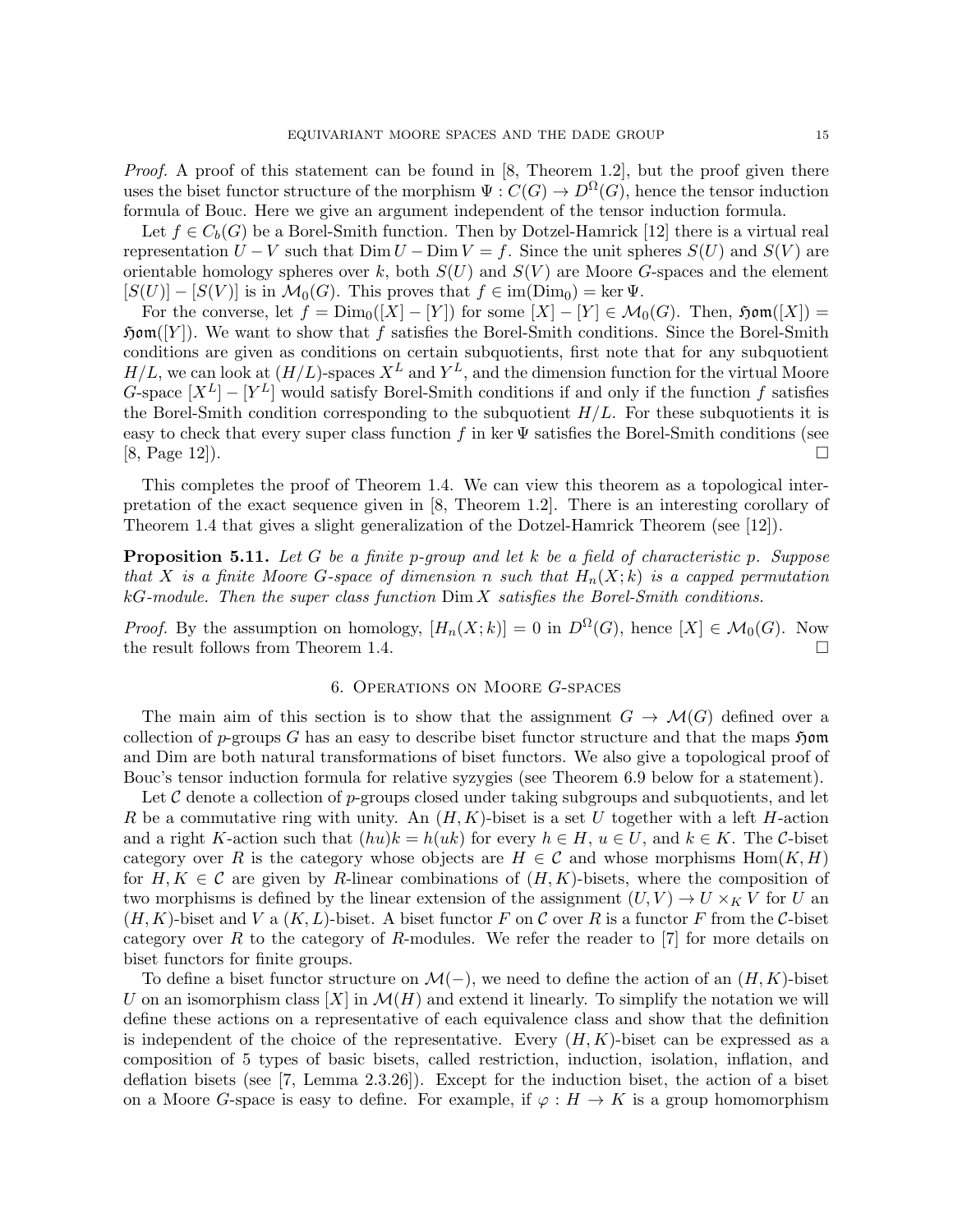*Proof.* A proof of this statement can be found in [8, Theorem 1.2], but the proof given there uses the biset functor structure of the morphism $\Psi : C(G) \to D^{\Omega}(G)$, hence the tensor induction formula of Bouc. Here we give an argument independent of the tensor induction formula.

Let $f \in C_b(G)$ be a Borel-Smith function. Then by Dotzel-Hamrick [12] there is a virtual real representation $U - V$ such that $\operatorname{Dim} U - \operatorname{Dim} V = f$. Since the unit spheres $S(U)$ and $S(V)$ are orientable homology spheres over $k$, both $S(U)$ and $S(V)$ are Moore $G$-spaces and the element $[S(U)] - [S(V)]$ is in $\mathcal{M}_0(G)$. This proves that $f \in \operatorname{im}(\operatorname{Dim}_0) = \ker \Psi$.

For the converse, let $f = \operatorname{Dim}_0([X] - [Y])$ for some $[X] - [Y] \in \mathcal{M}_0(G)$. Then, $\mathfrak{Hom}([X]) = \mathfrak{Hom}([Y])$. We want to show that $f$ satisfies the Borel-Smith conditions. Since the Borel-Smith conditions are given as conditions on certain subquotients, first note that for any subquotient $H/L$, we can look at $(H/L)$-spaces $X^L$ and $Y^L$, and the dimension function for the virtual Moore $G$-space $[X^L] - [Y^L]$ would satisfy Borel-Smith conditions if and only if the function $f$ satisfies the Borel-Smith condition corresponding to the subquotient $H/L$. For these subquotients it is easy to check that every super class function $f$ in $\ker \Psi$ satisfies the Borel-Smith conditions (see [8, Page 12]). □

This completes the proof of Theorem 1.4. We can view this theorem as a topological interpretation of the exact sequence given in [8, Theorem 1.2]. There is an interesting corollary of Theorem 1.4 that gives a slight generalization of the Dotzel-Hamrick Theorem (see [12]).

**Proposition 5.11.** *Let $G$ be a finite $p$-group and let $k$ be a field of characteristic $p$. Suppose that $X$ is a finite Moore $G$-space of dimension $n$ such that $H_n(X; k)$ is a capped permutation $kG$-module. Then the super class function $\operatorname{Dim} X$ satisfies the Borel-Smith conditions.*

*Proof.* By the assumption on homology, $[H_n(X; k)] = 0$ in $D^{\Omega}(G)$, hence $[X] \in \mathcal{M}_0(G)$. Now the result follows from Theorem 1.4. □

## 6. Operations on Moore $G$-spaces

The main aim of this section is to show that the assignment $G \to \mathcal{M}(G)$ defined over a collection of $p$-groups $G$ has an easy to describe biset functor structure and that the maps $\mathfrak{Hom}$ and Dim are both natural transformations of biset functors. We also give a topological proof of Bouc's tensor induction formula for relative syzygies (see Theorem 6.9 below for a statement).

Let $\mathcal{C}$ denote a collection of $p$-groups closed under taking subgroups and subquotients, and let $R$ be a commutative ring with unity. An $(H, K)$-biset is a set $U$ together with a left $H$-action and a right $K$-action such that $(hu)k = h(uk)$ for every $h \in H$, $u \in U$, and $k \in K$. The $\mathcal{C}$-biset category over $R$ is the category whose objects are $H \in \mathcal{C}$ and whose morphisms $\operatorname{Hom}(K, H)$ for $H, K \in \mathcal{C}$ are given by $R$-linear combinations of $(H, K)$-bisets, where the composition of two morphisms is defined by the linear extension of the assignment $(U, V) \to U \times_K V$ for $U$ an $(H, K)$-biset and $V$ a $(K, L)$-biset. A biset functor $F$ on $\mathcal{C}$ over $R$ is a functor $F$ from the $\mathcal{C}$-biset category over $R$ to the category of $R$-modules. We refer the reader to [7] for more details on biset functors for finite groups.

To define a biset functor structure on $\mathcal{M}(-)$, we need to define the action of an $(H, K)$-biset $U$ on an isomorphism class $[X]$ in $\mathcal{M}(H)$ and extend it linearly. To simplify the notation we will define these actions on a representative of each equivalence class and show that the definition is independent of the choice of the representative. Every $(H, K)$-biset can be expressed as a composition of 5 types of basic bisets, called restriction, induction, isolation, inflation, and deflation bisets (see [7, Lemma 2.3.26]). Except for the induction biset, the action of a biset on a Moore $G$-space is easy to define. For example, if $\varphi : H \to K$ is a group homomorphism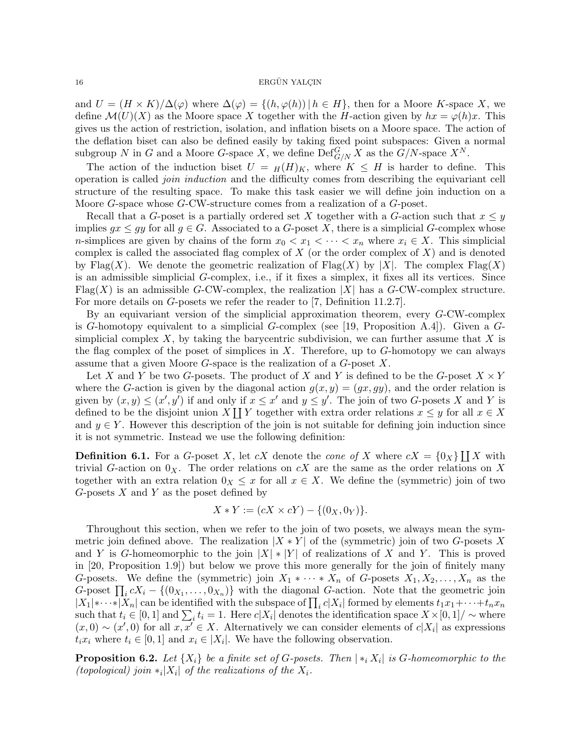and $U = (H \times K)/\Delta(\varphi)$ where $\Delta(\varphi) = \{(h, \varphi(h)) \,|\, h \in H\}$, then for a Moore $K$-space $X$, we define $\mathcal{M}(U)(X)$ as the Moore space $X$ together with the $H$-action given by $hx = \varphi(h)x$. This gives us the action of restriction, isolation, and inflation bisets on a Moore space. The action of the deflation biset can also be defined easily by taking fixed point subspaces: Given a normal subgroup $N$ in $G$ and a Moore $G$-space $X$, we define $\mathrm{Def}^G_{G/N} X$ as the $G/N$-space $X^N$.

The action of the induction biset $U = {}_H(H)_K$, where $K \leq H$ is harder to define. This operation is called *join induction* and the difficulty comes from describing the equivariant cell structure of the resulting space. To make this task easier we will define join induction on a Moore $G$-space whose $G$-CW-structure comes from a realization of a $G$-poset.

Recall that a $G$-poset is a partially ordered set $X$ together with a $G$-action such that $x \leq y$ implies $gx \leq gy$ for all $g \in G$. Associated to a $G$-poset $X$, there is a simplicial $G$-complex whose $n$-simplices are given by chains of the form $x_0 < x_1 < \cdots < x_n$ where $x_i \in X$. This simplicial complex is called the associated flag complex of $X$ (or the order complex of $X$) and is denoted by $\mathrm{Flag}(X)$. We denote the geometric realization of $\mathrm{Flag}(X)$ by $|X|$. The complex $\mathrm{Flag}(X)$ is an admissible simplicial $G$-complex, i.e., if it fixes a simplex, it fixes all its vertices. Since $\mathrm{Flag}(X)$ is an admissible $G$-CW-complex, the realization $|X|$ has a $G$-CW-complex structure. For more details on $G$-posets we refer the reader to [7, Definition 11.2.7].

By an equivariant version of the simplicial approximation theorem, every $G$-CW-complex is $G$-homotopy equivalent to a simplicial $G$-complex (see [19, Proposition A.4]). Given a $G$-simplicial complex $X$, by taking the barycentric subdivision, we can further assume that $X$ is the flag complex of the poset of simplices in $X$. Therefore, up to $G$-homotopy we can always assume that a given Moore $G$-space is the realization of a $G$-poset $X$.

Let $X$ and $Y$ be two $G$-posets. The product of $X$ and $Y$ is defined to be the $G$-poset $X \times Y$ where the $G$-action is given by the diagonal action $g(x, y) = (gx, gy)$, and the order relation is given by $(x, y) \leq (x', y')$ if and only if $x \leq x'$ and $y \leq y'$. The join of two $G$-posets $X$ and $Y$ is defined to be the disjoint union $X \coprod Y$ together with extra order relations $x \leq y$ for all $x \in X$ and $y \in Y$. However this description of the join is not suitable for defining join induction since it is not symmetric. Instead we use the following definition:

**Definition 6.1.** For a $G$-poset $X$, let $cX$ denote the *cone of* $X$ where $cX = \{0_X\} \coprod X$ with trivial $G$-action on $0_X$. The order relations on $cX$ are the same as the order relations on $X$ together with an extra relation $0_X \leq x$ for all $x \in X$. We define the (symmetric) join of two $G$-posets $X$ and $Y$ as the poset defined by

$$X * Y := (cX \times cY) - \{(0_X, 0_Y)\}.$$

Throughout this section, when we refer to the join of two posets, we always mean the symmetric join defined above. The realization $|X * Y|$ of the (symmetric) join of two $G$-posets $X$ and $Y$ is $G$-homeomorphic to the join $|X| * |Y|$ of realizations of $X$ and $Y$. This is proved in [20, Proposition 1.9]) but below we prove this more generally for the join of finitely many $G$-posets. We define the (symmetric) join $X_1 * \cdots * X_n$ of $G$-posets $X_1, X_2, \dots, X_n$ as the $G$-poset $\prod_i cX_i - \{(0_{X_1}, \dots, 0_{X_n})\}$ with the diagonal $G$-action. Note that the geometric join $|X_1| * \cdots * |X_n|$ can be identified with the subspace of $\prod_i c|X_i|$ formed by elements $t_1x_1 + \cdots + t_nx_n$ such that $t_i \in [0, 1]$ and $\sum_i t_i = 1$. Here $c|X_i|$ denotes the identification space $X \times [0, 1]/\sim$ where $(x, 0) \sim (x', 0)$ for all $x, x' \in X$. Alternatively we can consider elements of $c|X_i|$ as expressions $t_ix_i$ where $t_i \in [0, 1]$ and $x_i \in |X_i|$. We have the following observation.

**Proposition 6.2.** *Let $\{X_i\}$ be a finite set of $G$-posets. Then $|*_i X_i|$ is $G$-homeomorphic to the (topological) join $*_i|X_i|$ of the realizations of the $X_i$.*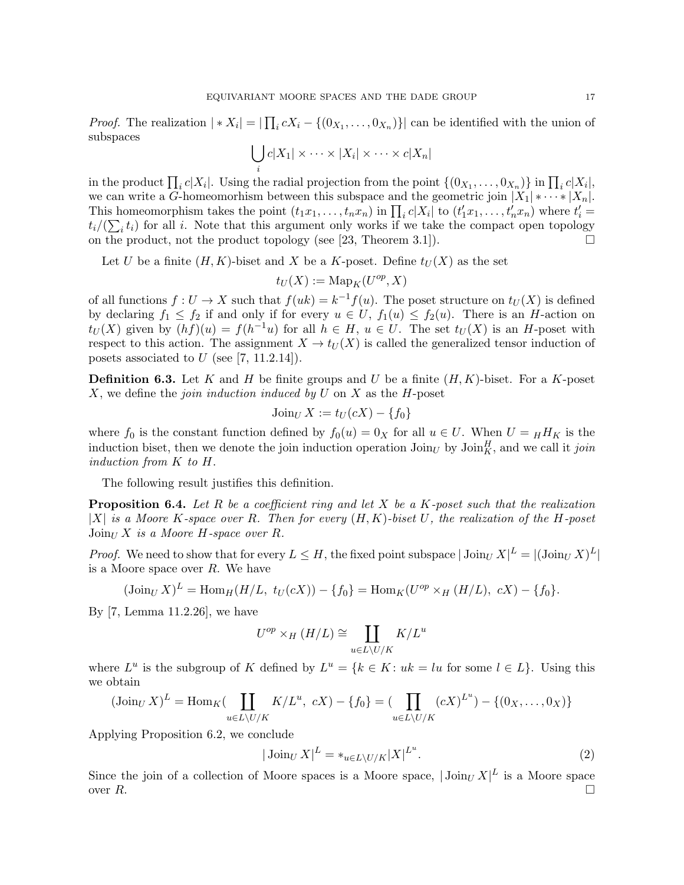*Proof.* The realization $|*X_i| = |\prod_i cX_i - \{(0_{X_1}, \dots, 0_{X_n})\}|$ can be identified with the union of subspaces

$$\bigcup_i c|X_1| \times \cdots \times |X_i| \times \cdots \times c|X_n|$$

in the product $\prod_i c|X_i|$. Using the radial projection from the point $\{(0_{X_1}, \dots, 0_{X_n})\}$ in $\prod_i c|X_i|$, we can write a $G$-homeomorhism between this subspace and the geometric join $|X_1| * \cdots * |X_n|$. This homeomorphism takes the point $(t_1x_1, \dots, t_nx_n)$ in $\prod_i c|X_i|$ to $(t'_1x_1, \dots, t'_nx_n)$ where $t'_i = t_i/(\sum_i t_i)$ for all $i$. Note that this argument only works if we take the compact open topology on the product, not the product topology (see [23, Theorem 3.1]). □

Let $U$ be a finite $(H, K)$-biset and $X$ be a $K$-poset. Define $t_U(X)$ as the set

$$t_U(X) := \mathrm{Map}_K(U^{op}, X)$$

of all functions $f : U \to X$ such that $f(uk) = k^{-1}f(u)$. The poset structure on $t_U(X)$ is defined by declaring $f_1 \leq f_2$ if and only if for every $u \in U$, $f_1(u) \leq f_2(u)$. There is an $H$-action on $t_U(X)$ given by $(hf)(u) = f(h^{-1}u)$ for all $h \in H$, $u \in U$. The set $t_U(X)$ is an $H$-poset with respect to this action. The assignment $X \to t_U(X)$ is called the generalized tensor induction of posets associated to $U$ (see [7, 11.2.14]).

**Definition 6.3.** Let $K$ and $H$ be finite groups and $U$ be a finite $(H, K)$-biset. For a $K$-poset $X$, we define the *join induction induced by* $U$ on $X$ as the $H$-poset

$$\mathrm{Join}_U X := t_U(cX) - \{f_0\}$$

where $f_0$ is the constant function defined by $f_0(u) = 0_X$ for all $u \in U$. When $U = {}_HH_K$ is the induction biset, then we denote the join induction operation $\mathrm{Join}_U$ by $\mathrm{Join}_K^H$, and we call it *join induction from* $K$ *to* $H$.

The following result justifies this definition.

**Proposition 6.4.** *Let $R$ be a coefficient ring and let $X$ be a $K$-poset such that the realization $|X|$ is a Moore $K$-space over $R$. Then for every $(H, K)$-biset $U$, the realization of the $H$-poset $\mathrm{Join}_U X$ is a Moore $H$-space over $R$.*

*Proof.* We need to show that for every $L \leq H$, the fixed point subspace $|\mathrm{Join}_U X|^L = |(\mathrm{Join}_U X)^L|$ is a Moore space over $R$. We have

$$(\mathrm{Join}_U X)^L = \mathrm{Hom}_H(H/L,\ t_U(cX)) - \{f_0\} = \mathrm{Hom}_K(U^{op} \times_H (H/L),\ cX) - \{f_0\}.$$

By [7, Lemma 11.2.26], we have

$$U^{op} \times_H (H/L) \cong \coprod_{u \in L \backslash U/K} K/L^u$$

where $L^u$ is the subgroup of $K$ defined by $L^u = \{k \in K \colon uk = lu \text{ for some } l \in L\}$. Using this we obtain

$$(\mathrm{Join}_U X)^L = \mathrm{Hom}_K(\coprod_{u \in L \backslash U/K} K/L^u,\ cX) - \{f_0\} = (\prod_{u \in L \backslash U/K} (cX)^{L^u}) - \{(0_X, \dots, 0_X)\}$$

Applying Proposition 6.2, we conclude

$$|\mathrm{Join}_U X|^L = *_{u \in L \backslash U/K} |X|^{L^u}. \tag{2}$$

Since the join of a collection of Moore spaces is a Moore space, $|\mathrm{Join}_U X|^L$ is a Moore space over $R$. □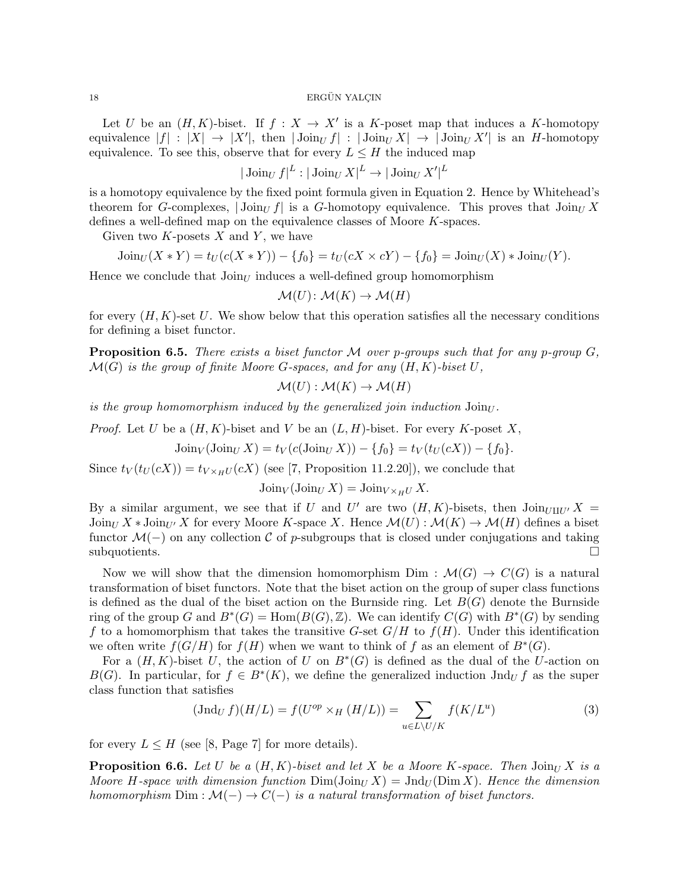Let $U$ be an $(H, K)$-biset. If $f : X \to X'$ is a $K$-poset map that induces a $K$-homotopy equivalence $|f| : |X| \to |X'|$, then $|\operatorname{Join}_U f| : |\operatorname{Join}_U X| \to |\operatorname{Join}_U X'|$ is an $H$-homotopy equivalence. To see this, observe that for every $L \leq H$ the induced map

$$|\operatorname{Join}_U f|^L : |\operatorname{Join}_U X|^L \to |\operatorname{Join}_U X'|^L$$

is a homotopy equivalence by the fixed point formula given in Equation 2. Hence by Whitehead's theorem for $G$-complexes, $|\operatorname{Join}_U f|$ is a $G$-homotopy equivalence. This proves that $\operatorname{Join}_U X$ defines a well-defined map on the equivalence classes of Moore $K$-spaces.

Given two $K$-posets $X$ and $Y$, we have

$$\operatorname{Join}_U(X * Y) = t_U(c(X * Y)) - \{f_0\} = t_U(cX \times cY) - \{f_0\} = \operatorname{Join}_U(X) * \operatorname{Join}_U(Y).$$

Hence we conclude that $\operatorname{Join}_U$ induces a well-defined group homomorphism

$$\mathcal{M}(U) \colon \mathcal{M}(K) \to \mathcal{M}(H)$$

for every $(H, K)$-set $U$. We show below that this operation satisfies all the necessary conditions for defining a biset functor.

**Proposition 6.5.** *There exists a biset functor $\mathcal{M}$ over $p$-groups such that for any $p$-group $G$, $\mathcal{M}(G)$ is the group of finite Moore $G$-spaces, and for any $(H, K)$-biset $U$,*

$$\mathcal{M}(U) : \mathcal{M}(K) \to \mathcal{M}(H)$$

*is the group homomorphism induced by the generalized join induction $\operatorname{Join}_U$.*

*Proof.* Let $U$ be a $(H, K)$-biset and $V$ be an $(L, H)$-biset. For every $K$-poset $X$,

$$\operatorname{Join}_V(\operatorname{Join}_U X) = t_V(c(\operatorname{Join}_U X)) - \{f_0\} = t_V(t_U(cX)) - \{f_0\}.$$

Since $t_V(t_U(cX)) = t_{V \times_H U}(cX)$ (see [7, Proposition 11.2.20]), we conclude that

$$\operatorname{Join}_V(\operatorname{Join}_U X) = \operatorname{Join}_{V \times_H U} X.$$

By a similar argument, we see that if $U$ and $U'$ are two $(H, K)$-bisets, then $\operatorname{Join}_{U \amalg U'} X = \operatorname{Join}_U X * \operatorname{Join}_{U'} X$ for every Moore $K$-space $X$. Hence $\mathcal{M}(U) : \mathcal{M}(K) \to \mathcal{M}(H)$ defines a biset functor $\mathcal{M}(-)$ on any collection $\mathcal{C}$ of $p$-subgroups that is closed under conjugations and taking subquotients. $\square$

Now we will show that the dimension homomorphism $\operatorname{Dim} : \mathcal{M}(G) \to C(G)$ is a natural transformation of biset functors. Note that the biset action on the group of super class functions is defined as the dual of the biset action on the Burnside ring. Let $B(G)$ denote the Burnside ring of the group $G$ and $B^*(G) = \operatorname{Hom}(B(G), \mathbb{Z})$. We can identify $C(G)$ with $B^*(G)$ by sending $f$ to a homomorphism that takes the transitive $G$-set $G/H$ to $f(H)$. Under this identification we often write $f(G/H)$ for $f(H)$ when we want to think of $f$ as an element of $B^*(G)$.

For a $(H, K)$-biset $U$, the action of $U$ on $B^*(G)$ is defined as the dual of the $U$-action on $B(G)$. In particular, for $f \in B^*(K)$, we define the generalized induction $\operatorname{Jnd}_U f$ as the super class function that satisfies

$$(\operatorname{Jnd}_U f)(H/L) = f(U^{op} \times_H (H/L)) = \sum_{u \in L \backslash U / K} f(K/L^u) \tag{3}$$

for every $L \leq H$ (see [8, Page 7] for more details).

**Proposition 6.6.** *Let $U$ be a $(H, K)$-biset and let $X$ be a Moore $K$-space. Then $\operatorname{Join}_U X$ is a Moore $H$-space with dimension function $\operatorname{Dim}(\operatorname{Join}_U X) = \operatorname{Jnd}_U(\operatorname{Dim} X)$. Hence the dimension homomorphism $\operatorname{Dim} : \mathcal{M}(-) \to C(-)$ is a natural transformation of biset functors.*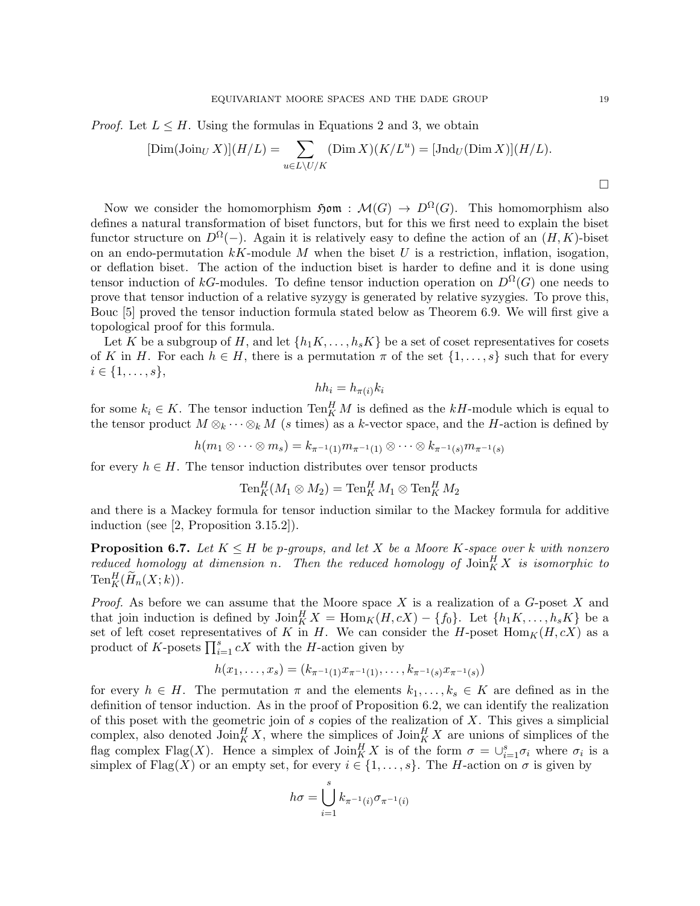*Proof.* Let $L \leq H$. Using the formulas in Equations 2 and 3, we obtain

$$[\mathrm{Dim}(\mathrm{Join}_U X)](H/L) = \sum_{u \in L \backslash U/K} (\mathrm{Dim}\, X)(K/L^u) = [\mathrm{Jnd}_U(\mathrm{Dim}\, X)](H/L).$$

$\square$

Now we consider the homomorphism $\mathfrak{Hom} : \mathcal{M}(G) \to D^\Omega(G)$. This homomorphism also defines a natural transformation of biset functors, but for this we first need to explain the biset functor structure on $D^\Omega(-)$. Again it is relatively easy to define the action of an $(H,K)$-biset on an endo-permutation $kK$-module $M$ when the biset $U$ is a restriction, inflation, isogation, or deflation biset. The action of the induction biset is harder to define and it is done using tensor induction of $kG$-modules. To define tensor induction operation on $D^\Omega(G)$ one needs to prove that tensor induction of a relative syzygy is generated by relative syzygies. To prove this, Bouc [5] proved the tensor induction formula stated below as Theorem 6.9. We will first give a topological proof for this formula.

Let $K$ be a subgroup of $H$, and let $\{h_1K, \dots, h_sK\}$ be a set of coset representatives for cosets of $K$ in $H$. For each $h \in H$, there is a permutation $\pi$ of the set $\{1, \dots, s\}$ such that for every $i \in \{1, \dots, s\}$,

$$hh_i = h_{\pi(i)} k_i$$

for some $k_i \in K$. The tensor induction $\mathrm{Ten}_K^H M$ is defined as the $kH$-module which is equal to the tensor product $M \otimes_k \cdots \otimes_k M$ ($s$ times) as a $k$-vector space, and the $H$-action is defined by

$$h(m_1 \otimes \cdots \otimes m_s) = k_{\pi^{-1}(1)} m_{\pi^{-1}(1)} \otimes \cdots \otimes k_{\pi^{-1}(s)} m_{\pi^{-1}(s)}$$

for every $h \in H$. The tensor induction distributes over tensor products

$$\mathrm{Ten}_K^H (M_1 \otimes M_2) = \mathrm{Ten}_K^H M_1 \otimes \mathrm{Ten}_K^H M_2$$

and there is a Mackey formula for tensor induction similar to the Mackey formula for additive induction (see [2, Proposition 3.15.2]).

**Proposition 6.7.** *Let $K \leq H$ be $p$-groups, and let $X$ be a Moore $K$-space over $k$ with nonzero reduced homology at dimension $n$. Then the reduced homology of $\mathrm{Join}_K^H X$ is isomorphic to $\mathrm{Ten}_K^H(\widetilde{H}_n(X; k))$.*

*Proof.* As before we can assume that the Moore space $X$ is a realization of a $G$-poset $X$ and that join induction is defined by $\mathrm{Join}_K^H X = \mathrm{Hom}_K(H, cX) - \{f_0\}$. Let $\{h_1K, \dots, h_sK\}$ be a set of left coset representatives of $K$ in $H$. We can consider the $H$-poset $\mathrm{Hom}_K(H, cX)$ as a product of $K$-posets $\prod_{i=1}^s cX$ with the $H$-action given by

$$h(x_1, \dots, x_s) = (k_{\pi^{-1}(1)} x_{\pi^{-1}(1)}, \dots, k_{\pi^{-1}(s)} x_{\pi^{-1}(s)})$$

for every $h \in H$. The permutation $\pi$ and the elements $k_1, \dots, k_s \in K$ are defined as in the definition of tensor induction. As in the proof of Proposition 6.2, we can identify the realization of this poset with the geometric join of $s$ copies of the realization of $X$. This gives a simplicial complex, also denoted $\mathrm{Join}_K^H X$, where the simplices of $\mathrm{Join}_K^H X$ are unions of simplices of the flag complex $\mathrm{Flag}(X)$. Hence a simplex of $\mathrm{Join}_K^H X$ is of the form $\sigma = \cup_{i=1}^s \sigma_i$ where $\sigma_i$ is a simplex of $\mathrm{Flag}(X)$ or an empty set, for every $i \in \{1, \dots, s\}$. The $H$-action on $\sigma$ is given by

$$h\sigma = \bigcup_{i=1}^s k_{\pi^{-1}(i)} \sigma_{\pi^{-1}(i)}$$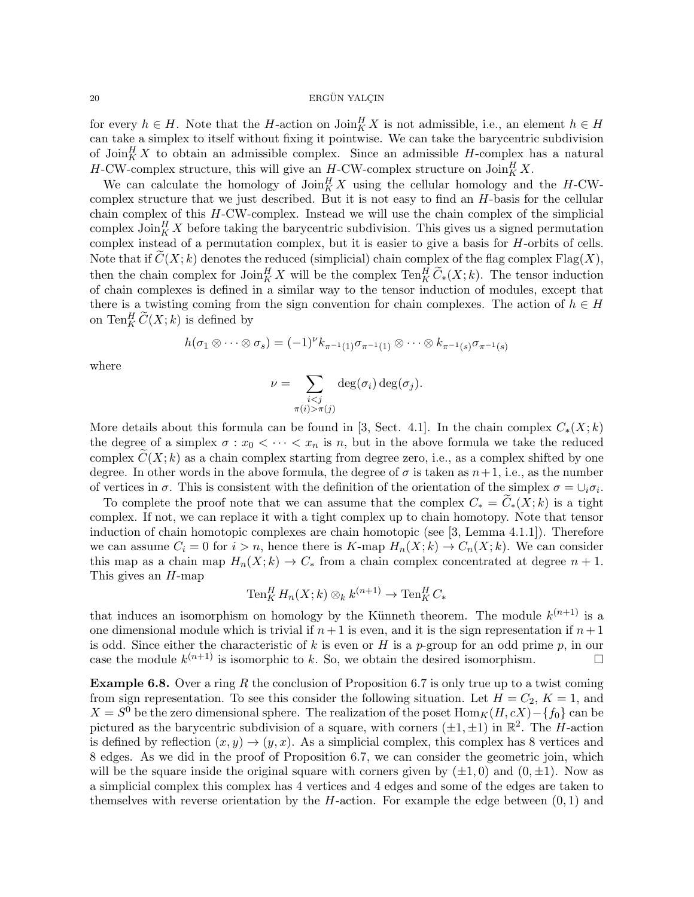for every $h \in H$. Note that the $H$-action on $\mathrm{Join}_K^H X$ is not admissible, i.e., an element $h \in H$ can take a simplex to itself without fixing it pointwise. We can take the barycentric subdivision of $\mathrm{Join}_K^H X$ to obtain an admissible complex. Since an admissible $H$-complex has a natural $H$-CW-complex structure, this will give an $H$-CW-complex structure on $\mathrm{Join}_K^H X$.

We can calculate the homology of $\mathrm{Join}_K^H X$ using the cellular homology and the $H$-CW-complex structure that we just described. But it is not easy to find an $H$-basis for the cellular chain complex of this $H$-CW-complex. Instead we will use the chain complex of the simplicial complex $\mathrm{Join}_K^H X$ before taking the barycentric subdivision. This gives us a signed permutation complex instead of a permutation complex, but it is easier to give a basis for $H$-orbits of cells. Note that if $\widetilde{C}(X;k)$ denotes the reduced (simplicial) chain complex of the flag complex $\mathrm{Flag}(X)$, then the chain complex for $\mathrm{Join}_K^H X$ will be the complex $\mathrm{Ten}_K^H \widetilde{C}_*(X;k)$. The tensor induction of chain complexes is defined in a similar way to the tensor induction of modules, except that there is a twisting coming from the sign convention for chain complexes. The action of $h \in H$ on $\mathrm{Ten}_K^H \widetilde{C}(X;k)$ is defined by

$$h(\sigma_1 \otimes \cdots \otimes \sigma_s) = (-1)^{\nu} k_{\pi^{-1}(1)} \sigma_{\pi^{-1}(1)} \otimes \cdots \otimes k_{\pi^{-1}(s)} \sigma_{\pi^{-1}(s)}$$

where

$$\nu = \sum_{\substack{i<j \\ \pi(i)>\pi(j)}} \deg(\sigma_i)\deg(\sigma_j).$$

More details about this formula can be found in [3, Sect. 4.1]. In the chain complex $C_*(X;k)$ the degree of a simplex $\sigma : x_0 < \cdots < x_n$ is $n$, but in the above formula we take the reduced complex $\widetilde{C}(X;k)$ as a chain complex starting from degree zero, i.e., as a complex shifted by one degree. In other words in the above formula, the degree of $\sigma$ is taken as $n+1$, i.e., as the number of vertices in $\sigma$. This is consistent with the definition of the orientation of the simplex $\sigma = \cup_i \sigma_i$.

To complete the proof note that we can assume that the complex $C_* = \widetilde{C}_*(X;k)$ is a tight complex. If not, we can replace it with a tight complex up to chain homotopy. Note that tensor induction of chain homotopic complexes are chain homotopic (see [3, Lemma 4.1.1]). Therefore we can assume $C_i = 0$ for $i > n$, hence there is $K$-map $H_n(X;k) \to C_n(X;k)$. We can consider this map as a chain map $H_n(X;k) \to C_*$ from a chain complex concentrated at degree $n+1$. This gives an $H$-map

$$\mathrm{Ten}_K^H H_n(X;k) \otimes_k k^{(n+1)} \to \mathrm{Ten}_K^H C_*$$

that induces an isomorphism on homology by the Künneth theorem. The module $k^{(n+1)}$ is a one dimensional module which is trivial if $n+1$ is even, and it is the sign representation if $n+1$ is odd. Since either the characteristic of $k$ is even or $H$ is a $p$-group for an odd prime $p$, in our case the module $k^{(n+1)}$ is isomorphic to $k$. So, we obtain the desired isomorphism. □

**Example 6.8.** Over a ring $R$ the conclusion of Proposition 6.7 is only true up to a twist coming from sign representation. To see this consider the following situation. Let $H = C_2$, $K = 1$, and $X = S^0$ be the zero dimensional sphere. The realization of the poset $\mathrm{Hom}_K(H, cX) - \{f_0\}$ can be pictured as the barycentric subdivision of a square, with corners $(\pm 1, \pm 1)$ in $\mathbb{R}^2$. The $H$-action is defined by reflection $(x, y) \to (y, x)$. As a simplicial complex, this complex has 8 vertices and 8 edges. As we did in the proof of Proposition 6.7, we can consider the geometric join, which will be the square inside the original square with corners given by $(\pm 1, 0)$ and $(0, \pm 1)$. Now as a simplicial complex this complex has 4 vertices and 4 edges and some of the edges are taken to themselves with reverse orientation by the $H$-action. For example the edge between $(0, 1)$ and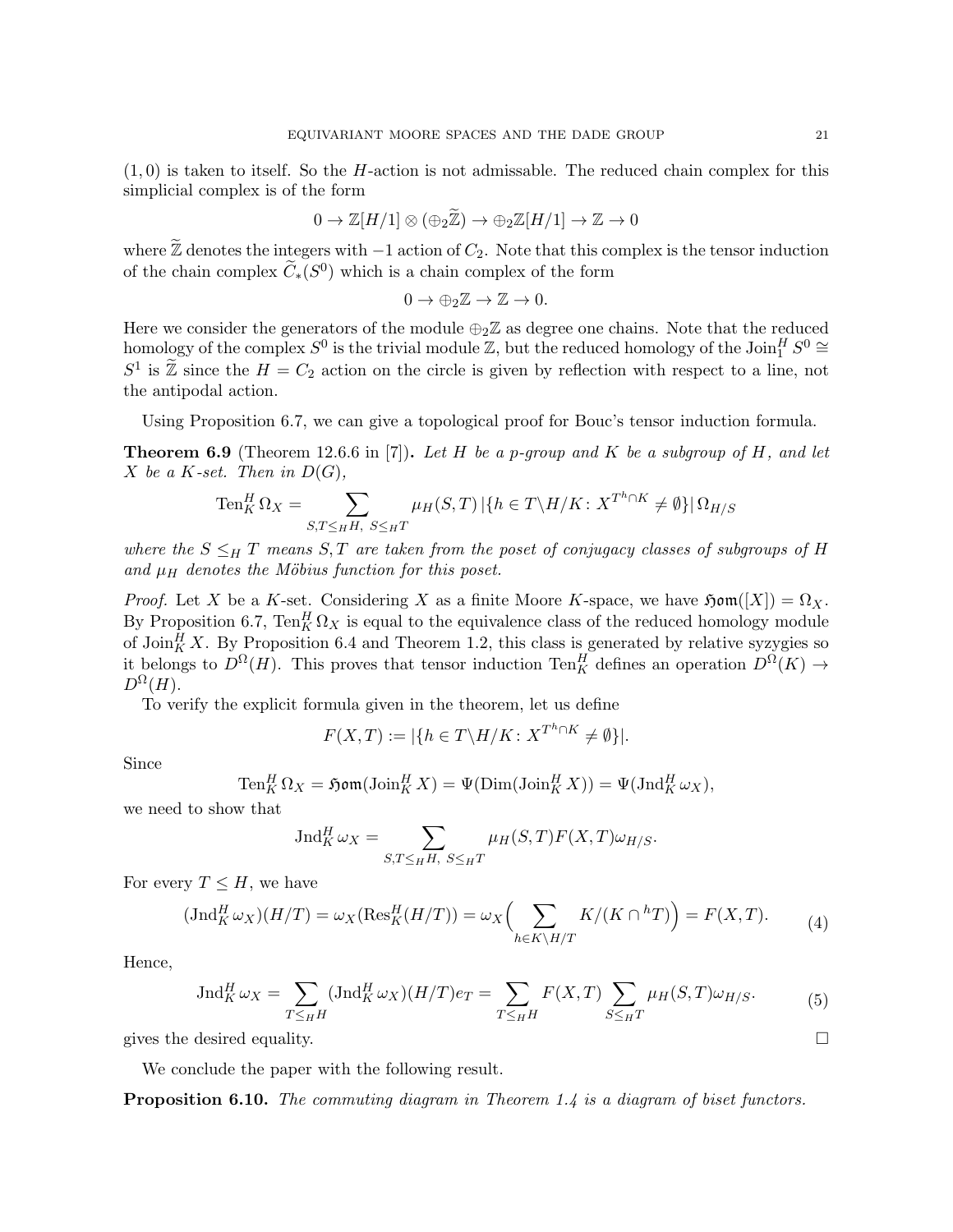$(1, 0)$ is taken to itself. So the $H$-action is not admissable. The reduced chain complex for this simplicial complex is of the form

$$0 \to \mathbb{Z}[H/1] \otimes (\oplus_2 \widetilde{\mathbb{Z}}) \to \oplus_2 \mathbb{Z}[H/1] \to \mathbb{Z} \to 0$$

where $\widetilde{\mathbb{Z}}$ denotes the integers with $-1$ action of $C_2$. Note that this complex is the tensor induction of the chain complex $\widetilde{C}_*(S^0)$ which is a chain complex of the form

$$0 \to \oplus_2 \mathbb{Z} \to \mathbb{Z} \to 0.$$

Here we consider the generators of the module $\oplus_2 \mathbb{Z}$ as degree one chains. Note that the reduced homology of the complex $S^0$ is the trivial module $\mathbb{Z}$, but the reduced homology of the $\mathrm{Join}_1^H S^0 \cong S^1$ is $\widetilde{\mathbb{Z}}$ since the $H = C_2$ action on the circle is given by reflection with respect to a line, not the antipodal action.

Using Proposition 6.7, we can give a topological proof for Bouc's tensor induction formula.

**Theorem 6.9** (Theorem 12.6.6 in [7])**.** *Let $H$ be a $p$-group and $K$ be a subgroup of $H$, and let $X$ be a $K$-set. Then in $D(G)$,*

$$\mathrm{Ten}_K^H \Omega_X = \sum_{S,T \leq_H H,\ S \leq_H T} \mu_H(S,T)\, |\{h \in T\backslash H/K \colon X^{T^h \cap K} \neq \emptyset\}|\, \Omega_{H/S}$$

*where the $S \leq_H T$ means $S, T$ are taken from the poset of conjugacy classes of subgroups of $H$ and $\mu_H$ denotes the Möbius function for this poset.*

*Proof.* Let $X$ be a $K$-set. Considering $X$ as a finite Moore $K$-space, we have $\mathfrak{Hom}([X]) = \Omega_X$. By Proposition 6.7, $\mathrm{Ten}_K^H \Omega_X$ is equal to the equivalence class of the reduced homology module of $\mathrm{Join}_K^H X$. By Proposition 6.4 and Theorem 1.2, this class is generated by relative syzygies so it belongs to $D^\Omega(H)$. This proves that tensor induction $\mathrm{Ten}_K^H$ defines an operation $D^\Omega(K) \to D^\Omega(H)$.

To verify the explicit formula given in the theorem, let us define

$$F(X,T) := |\{h \in T\backslash H/K \colon X^{T^h \cap K} \neq \emptyset\}|.$$

Since

$$\mathrm{Ten}_K^H \Omega_X = \mathfrak{Hom}(\mathrm{Join}_K^H X) = \Psi(\mathrm{Dim}(\mathrm{Join}_K^H X)) = \Psi(\mathrm{Jnd}_K^H \omega_X),$$

we need to show that

$$\mathrm{Jnd}_K^H \omega_X = \sum_{S,T \leq_H H,\ S \leq_H T} \mu_H(S,T) F(X,T) \omega_{H/S}.$$

For every $T \leq H$, we have

$$(\mathrm{Jnd}_K^H \omega_X)(H/T) = \omega_X(\mathrm{Res}_K^H(H/T)) = \omega_X\Big(\sum_{h \in K\backslash H/T} K/(K \cap {}^hT)\Big) = F(X,T). \tag{4}$$

Hence,

$$\mathrm{Jnd}_K^H \omega_X = \sum_{T \leq_H H} (\mathrm{Jnd}_K^H \omega_X)(H/T) e_T = \sum_{T \leq_H H} F(X,T) \sum_{S \leq_H T} \mu_H(S,T) \omega_{H/S}. \tag{5}$$

gives the desired equality. □

We conclude the paper with the following result.

**Proposition 6.10.** *The commuting diagram in Theorem 1.4 is a diagram of biset functors.*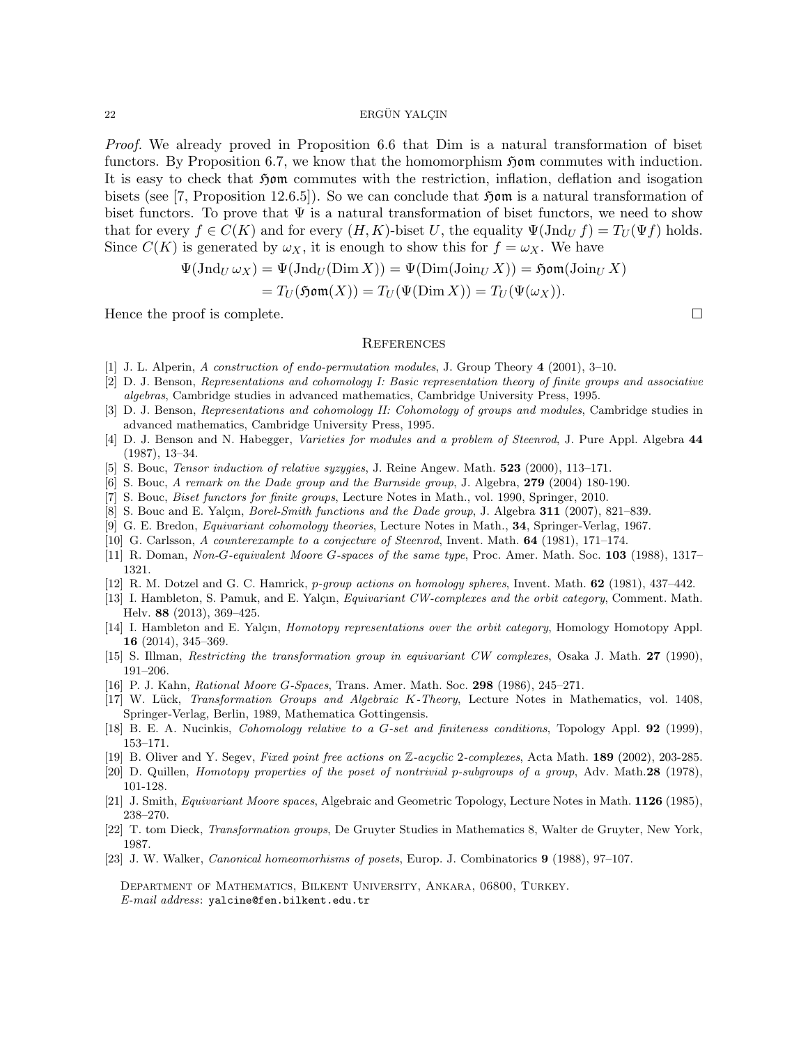*Proof.* We already proved in Proposition 6.6 that Dim is a natural transformation of biset functors. By Proposition 6.7, we know that the homomorphism $\mathfrak{Hom}$ commutes with induction. It is easy to check that $\mathfrak{Hom}$ commutes with the restriction, inflation, deflation and isogation bisets (see [7, Proposition 12.6.5]). So we can conclude that $\mathfrak{Hom}$ is a natural transformation of biset functors. To prove that $\Psi$ is a natural transformation of biset functors, we need to show that for every $f \in C(K)$ and for every $(H, K)$-biset $U$, the equality $\Psi(\mathrm{Jnd}_U f) = T_U(\Psi f)$ holds. Since $C(K)$ is generated by $\omega_X$, it is enough to show this for $f = \omega_X$. We have

$$\begin{aligned}\Psi(\mathrm{Jnd}_U \omega_X) &= \Psi(\mathrm{Jnd}_U(\mathrm{Dim}\, X)) = \Psi(\mathrm{Dim}(\mathrm{Join}_U X)) = \mathfrak{Hom}(\mathrm{Join}_U X)\\ &= T_U(\mathfrak{Hom}(X)) = T_U(\Psi(\mathrm{Dim}\, X)) = T_U(\Psi(\omega_X)).\end{aligned}$$

Hence the proof is complete. □

## References

[1] J. L. Alperin, *A construction of endo-permutation modules*, J. Group Theory **4** (2001), 3–10.

[2] D. J. Benson, *Representations and cohomology I: Basic representation theory of finite groups and associative algebras*, Cambridge studies in advanced mathematics, Cambridge University Press, 1995.

[3] D. J. Benson, *Representations and cohomology II: Cohomology of groups and modules*, Cambridge studies in advanced mathematics, Cambridge University Press, 1995.

[4] D. J. Benson and N. Habegger, *Varieties for modules and a problem of Steenrod*, J. Pure Appl. Algebra **44** (1987), 13–34.

[5] S. Bouc, *Tensor induction of relative syzygies*, J. Reine Angew. Math. **523** (2000), 113–171.

[6] S. Bouc, *A remark on the Dade group and the Burnside group*, J. Algebra, **279** (2004) 180-190.

[7] S. Bouc, *Biset functors for finite groups*, Lecture Notes in Math., vol. 1990, Springer, 2010.

[8] S. Bouc and E. Yalçın, *Borel-Smith functions and the Dade group*, J. Algebra **311** (2007), 821–839.

[9] G. E. Bredon, *Equivariant cohomology theories*, Lecture Notes in Math., **34**, Springer-Verlag, 1967.

[10] G. Carlsson, *A counterexample to a conjecture of Steenrod*, Invent. Math. **64** (1981), 171–174.

[11] R. Doman, *Non-G-equivalent Moore G-spaces of the same type*, Proc. Amer. Math. Soc. **103** (1988), 1317–1321.

[12] R. M. Dotzel and G. C. Hamrick, *p-group actions on homology spheres*, Invent. Math. **62** (1981), 437–442.

[13] I. Hambleton, S. Pamuk, and E. Yalçın, *Equivariant CW-complexes and the orbit category*, Comment. Math. Helv. **88** (2013), 369–425.

[14] I. Hambleton and E. Yalçın, *Homotopy representations over the orbit category*, Homology Homotopy Appl. **16** (2014), 345–369.

[15] S. Illman, *Restricting the transformation group in equivariant CW complexes*, Osaka J. Math. **27** (1990), 191–206.

[16] P. J. Kahn, *Rational Moore G-Spaces*, Trans. Amer. Math. Soc. **298** (1986), 245–271.

[17] W. Lück, *Transformation Groups and Algebraic K-Theory*, Lecture Notes in Mathematics, vol. 1408, Springer-Verlag, Berlin, 1989, Mathematica Gottingensis.

[18] B. E. A. Nucinkis, *Cohomology relative to a G-set and finiteness conditions*, Topology Appl. **92** (1999), 153–171.

[19] B. Oliver and Y. Segev, *Fixed point free actions on $\mathbb{Z}$-acyclic 2-complexes*, Acta Math. **189** (2002), 203-285.

[20] D. Quillen, *Homotopy properties of the poset of nontrivial p-subgroups of a group*, Adv. Math.**28** (1978), 101-128.

[21] J. Smith, *Equivariant Moore spaces*, Algebraic and Geometric Topology, Lecture Notes in Math. **1126** (1985), 238–270.

[22] T. tom Dieck, *Transformation groups*, De Gruyter Studies in Mathematics 8, Walter de Gruyter, New York, 1987.

[23] J. W. Walker, *Canonical homeomorhisms of posets*, Europ. J. Combinatorics **9** (1988), 97–107.

Department of Mathematics, Bilkent University, Ankara, 06800, Turkey.
*E-mail address*: yalcine@fen.bilkent.edu.tr